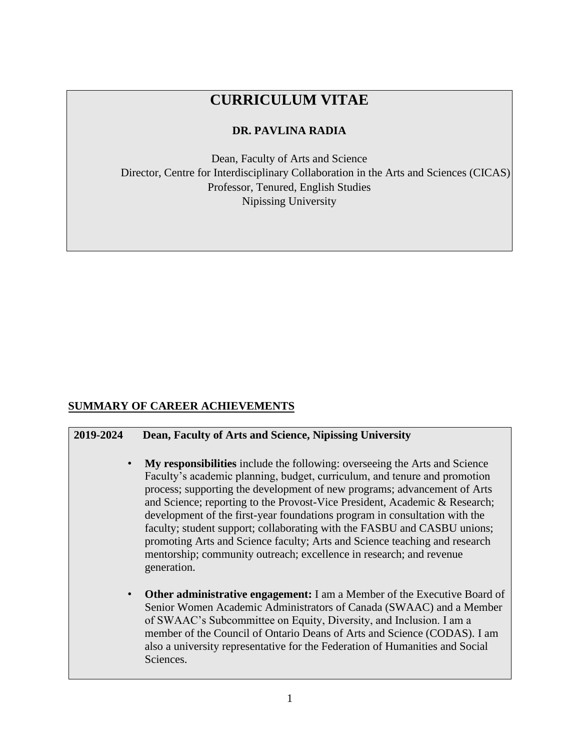# CURRICULUM VITAE

**DR. PAVLINA RADIA**

Dean, Faculty of Arts and Science
Director, Centre for Interdisciplinary Collaboration in the Arts and Sciences (CICAS)
Professor, Tenured, English Studies
Nipissing University

## SUMMARY OF CAREER ACHIEVEMENTS

**2019-2024 Dean, Faculty of Arts and Science, Nipissing University**

- **My responsibilities** include the following: overseeing the Arts and Science Faculty's academic planning, budget, curriculum, and tenure and promotion process; supporting the development of new programs; advancement of Arts and Science; reporting to the Provost-Vice President, Academic & Research; development of the first-year foundations program in consultation with the faculty; student support; collaborating with the FASBU and CASBU unions; promoting Arts and Science faculty; Arts and Science teaching and research mentorship; community outreach; excellence in research; and revenue generation.

- **Other administrative engagement:** I am a Member of the Executive Board of Senior Women Academic Administrators of Canada (SWAAC) and a Member of SWAAC's Subcommittee on Equity, Diversity, and Inclusion. I am a member of the Council of Ontario Deans of Arts and Science (CODAS). I am also a university representative for the Federation of Humanities and Social Sciences.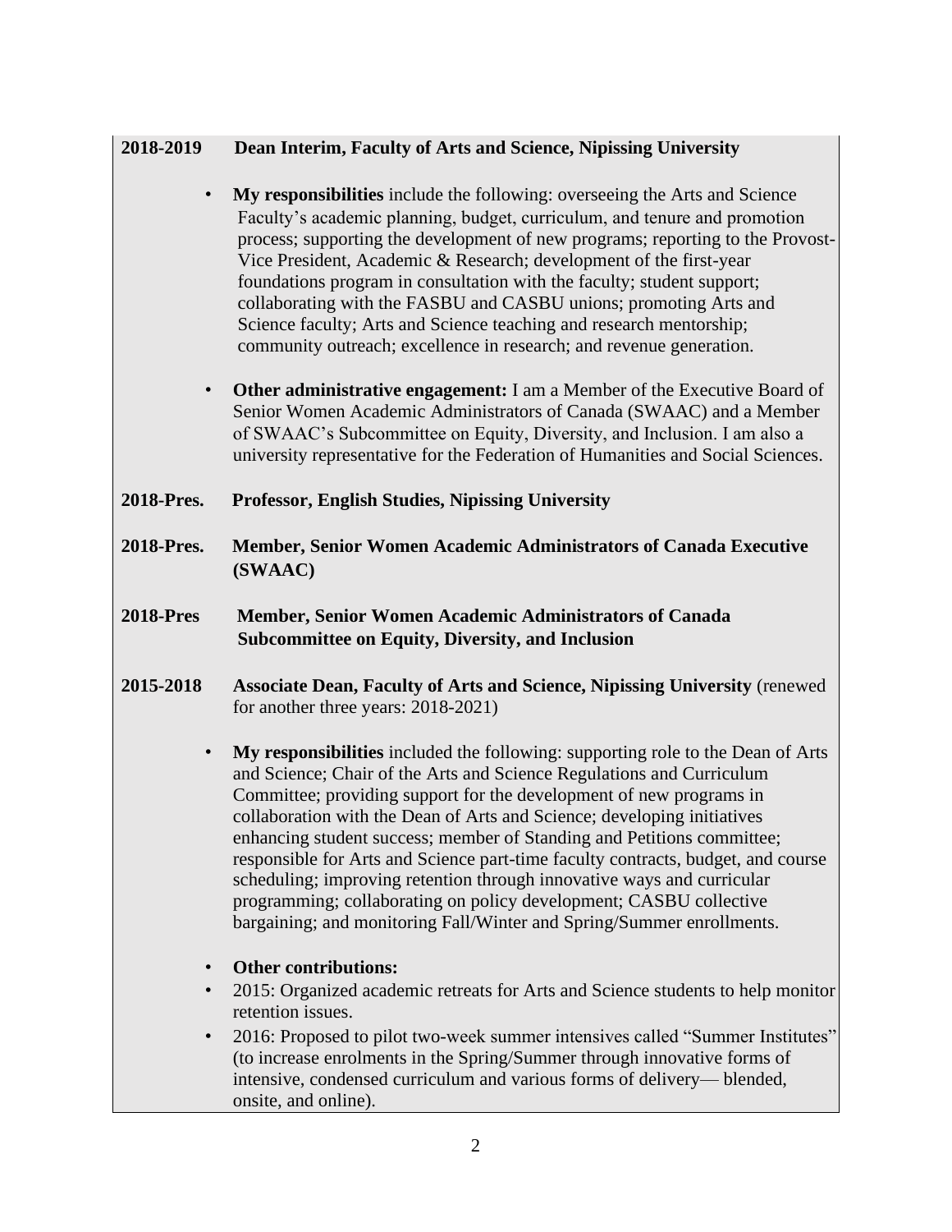**2018-2019 Dean Interim, Faculty of Arts and Science, Nipissing University**

- **My responsibilities** include the following: overseeing the Arts and Science Faculty's academic planning, budget, curriculum, and tenure and promotion process; supporting the development of new programs; reporting to the Provost-Vice President, Academic & Research; development of the first-year foundations program in consultation with the faculty; student support; collaborating with the FASBU and CASBU unions; promoting Arts and Science faculty; Arts and Science teaching and research mentorship; community outreach; excellence in research; and revenue generation.

- **Other administrative engagement:** I am a Member of the Executive Board of Senior Women Academic Administrators of Canada (SWAAC) and a Member of SWAAC's Subcommittee on Equity, Diversity, and Inclusion. I am also a university representative for the Federation of Humanities and Social Sciences.

**2018-Pres. Professor, English Studies, Nipissing University**

**2018-Pres. Member, Senior Women Academic Administrators of Canada Executive (SWAAC)**

**2018-Pres Member, Senior Women Academic Administrators of Canada Subcommittee on Equity, Diversity, and Inclusion**

**2015-2018 Associate Dean, Faculty of Arts and Science, Nipissing University** (renewed for another three years: 2018-2021)

- **My responsibilities** included the following: supporting role to the Dean of Arts and Science; Chair of the Arts and Science Regulations and Curriculum Committee; providing support for the development of new programs in collaboration with the Dean of Arts and Science; developing initiatives enhancing student success; member of Standing and Petitions committee; responsible for Arts and Science part-time faculty contracts, budget, and course scheduling; improving retention through innovative ways and curricular programming; collaborating on policy development; CASBU collective bargaining; and monitoring Fall/Winter and Spring/Summer enrollments.

- **Other contributions:**
- 2015: Organized academic retreats for Arts and Science students to help monitor retention issues.
- 2016: Proposed to pilot two-week summer intensives called "Summer Institutes" (to increase enrolments in the Spring/Summer through innovative forms of intensive, condensed curriculum and various forms of delivery— blended, onsite, and online).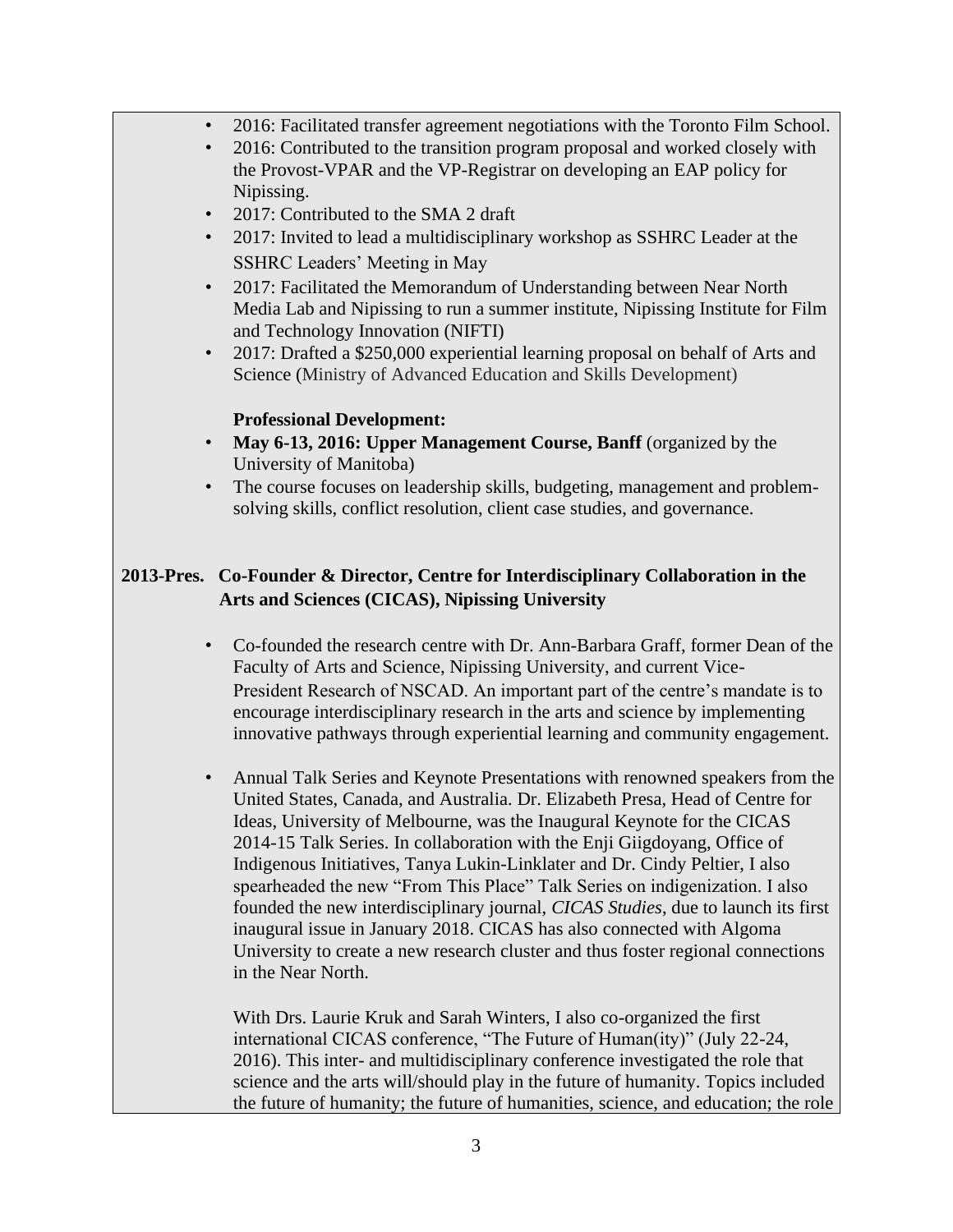- 2016: Facilitated transfer agreement negotiations with the Toronto Film School.
- 2016: Contributed to the transition program proposal and worked closely with the Provost-VPAR and the VP-Registrar on developing an EAP policy for Nipissing.
- 2017: Contributed to the SMA 2 draft
- 2017: Invited to lead a multidisciplinary workshop as SSHRC Leader at the SSHRC Leaders' Meeting in May
- 2017: Facilitated the Memorandum of Understanding between Near North Media Lab and Nipissing to run a summer institute, Nipissing Institute for Film and Technology Innovation (NIFTI)
- 2017: Drafted a $250,000 experiential learning proposal on behalf of Arts and Science (Ministry of Advanced Education and Skills Development)

**Professional Development:**

- **May 6-13, 2016: Upper Management Course, Banff** (organized by the University of Manitoba)
- The course focuses on leadership skills, budgeting, management and problem-solving skills, conflict resolution, client case studies, and governance.

**2013-Pres. Co-Founder & Director, Centre for Interdisciplinary Collaboration in the Arts and Sciences (CICAS), Nipissing University**

- Co-founded the research centre with Dr. Ann-Barbara Graff, former Dean of the Faculty of Arts and Science, Nipissing University, and current Vice-President Research of NSCAD. An important part of the centre's mandate is to encourage interdisciplinary research in the arts and science by implementing innovative pathways through experiential learning and community engagement.

- Annual Talk Series and Keynote Presentations with renowned speakers from the United States, Canada, and Australia. Dr. Elizabeth Presa, Head of Centre for Ideas, University of Melbourne, was the Inaugural Keynote for the CICAS 2014-15 Talk Series. In collaboration with the Enji Giigdoyang, Office of Indigenous Initiatives, Tanya Lukin-Linklater and Dr. Cindy Peltier, I also spearheaded the new "From This Place" Talk Series on indigenization. I also founded the new interdisciplinary journal, *CICAS Studies*, due to launch its first inaugural issue in January 2018. CICAS has also connected with Algoma University to create a new research cluster and thus foster regional connections in the Near North.

  With Drs. Laurie Kruk and Sarah Winters, I also co-organized the first international CICAS conference, "The Future of Human(ity)" (July 22-24, 2016). This inter- and multidisciplinary conference investigated the role that science and the arts will/should play in the future of humanity. Topics included the future of humanity; the future of humanities, science, and education; the role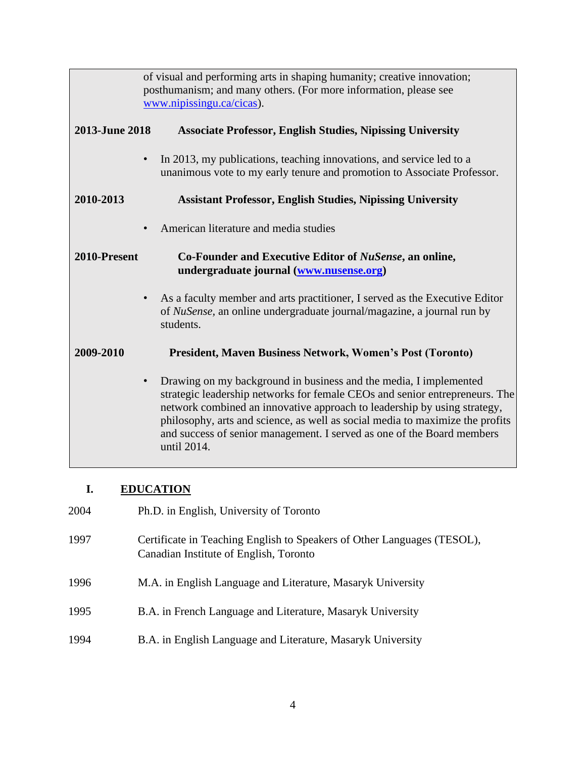of visual and performing arts in shaping humanity; creative innovation; posthumanism; and many others. (For more information, please see [www.nipissingu.ca/cicas](www.nipissingu.ca/cicas)).

**2013-June 2018** **Associate Professor, English Studies, Nipissing University**

- In 2013, my publications, teaching innovations, and service led to a unanimous vote to my early tenure and promotion to Associate Professor.

**2010-2013** **Assistant Professor, English Studies, Nipissing University**

- American literature and media studies

**2010-Present** **Co-Founder and Executive Editor of *NuSense*, an online, undergraduate journal ([www.nusense.org](www.nusense.org))**

- As a faculty member and arts practitioner, I served as the Executive Editor of *NuSense,* an online undergraduate journal/magazine, a journal run by students.

**2009-2010** **President, Maven Business Network, Women's Post (Toronto)**

- Drawing on my background in business and the media, I implemented strategic leadership networks for female CEOs and senior entrepreneurs. The network combined an innovative approach to leadership by using strategy, philosophy, arts and science, as well as social media to maximize the profits and success of senior management. I served as one of the Board members until 2014.

## I. EDUCATION

2004 Ph.D. in English, University of Toronto

1997 Certificate in Teaching English to Speakers of Other Languages (TESOL), Canadian Institute of English, Toronto

1996 M.A. in English Language and Literature, Masaryk University

1995 B.A. in French Language and Literature, Masaryk University

1994 B.A. in English Language and Literature, Masaryk University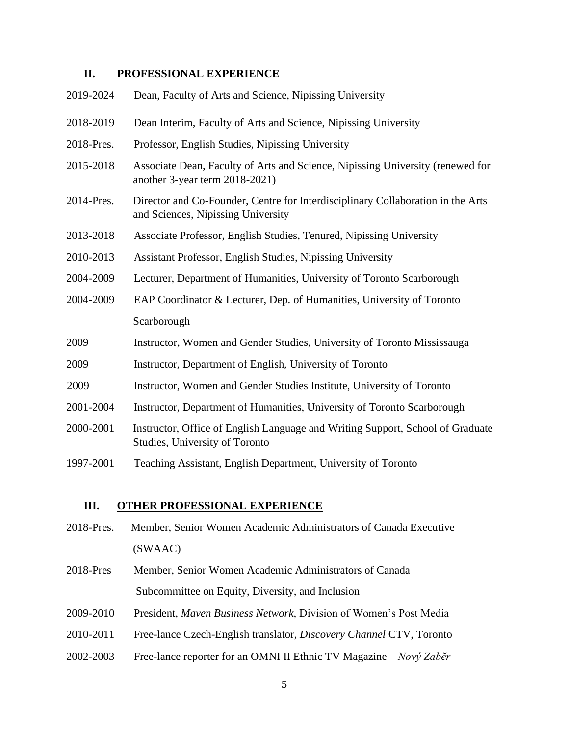## II. PROFESSIONAL EXPERIENCE

| | |
|---|---|
| 2019-2024 | Dean, Faculty of Arts and Science, Nipissing University |
| 2018-2019 | Dean Interim, Faculty of Arts and Science, Nipissing University |
| 2018-Pres. | Professor, English Studies, Nipissing University |
| 2015-2018 | Associate Dean, Faculty of Arts and Science, Nipissing University (renewed for another 3-year term 2018-2021) |
| 2014-Pres. | Director and Co-Founder, Centre for Interdisciplinary Collaboration in the Arts and Sciences, Nipissing University |
| 2013-2018 | Associate Professor, English Studies, Tenured, Nipissing University |
| 2010-2013 | Assistant Professor, English Studies, Nipissing University |
| 2004-2009 | Lecturer, Department of Humanities, University of Toronto Scarborough |
| 2004-2009 | EAP Coordinator & Lecturer, Dep. of Humanities, University of Toronto Scarborough |
| 2009 | Instructor, Women and Gender Studies, University of Toronto Mississauga |
| 2009 | Instructor, Department of English, University of Toronto |
| 2009 | Instructor, Women and Gender Studies Institute, University of Toronto |
| 2001-2004 | Instructor, Department of Humanities, University of Toronto Scarborough |
| 2000-2001 | Instructor, Office of English Language and Writing Support, School of Graduate Studies, University of Toronto |
| 1997-2001 | Teaching Assistant, English Department, University of Toronto |

## III. OTHER PROFESSIONAL EXPERIENCE

| | |
|---|---|
| 2018-Pres. | Member, Senior Women Academic Administrators of Canada Executive (SWAAC) |
| 2018-Pres | Member, Senior Women Academic Administrators of Canada Subcommittee on Equity, Diversity, and Inclusion |
| 2009-2010 | President, *Maven Business Network*, Division of Women's Post Media |
| 2010-2011 | Free-lance Czech-English translator, *Discovery Channel* CTV, Toronto |
| 2002-2003 | Free-lance reporter for an OMNI II Ethnic TV Magazine—*Nový Zaběr* |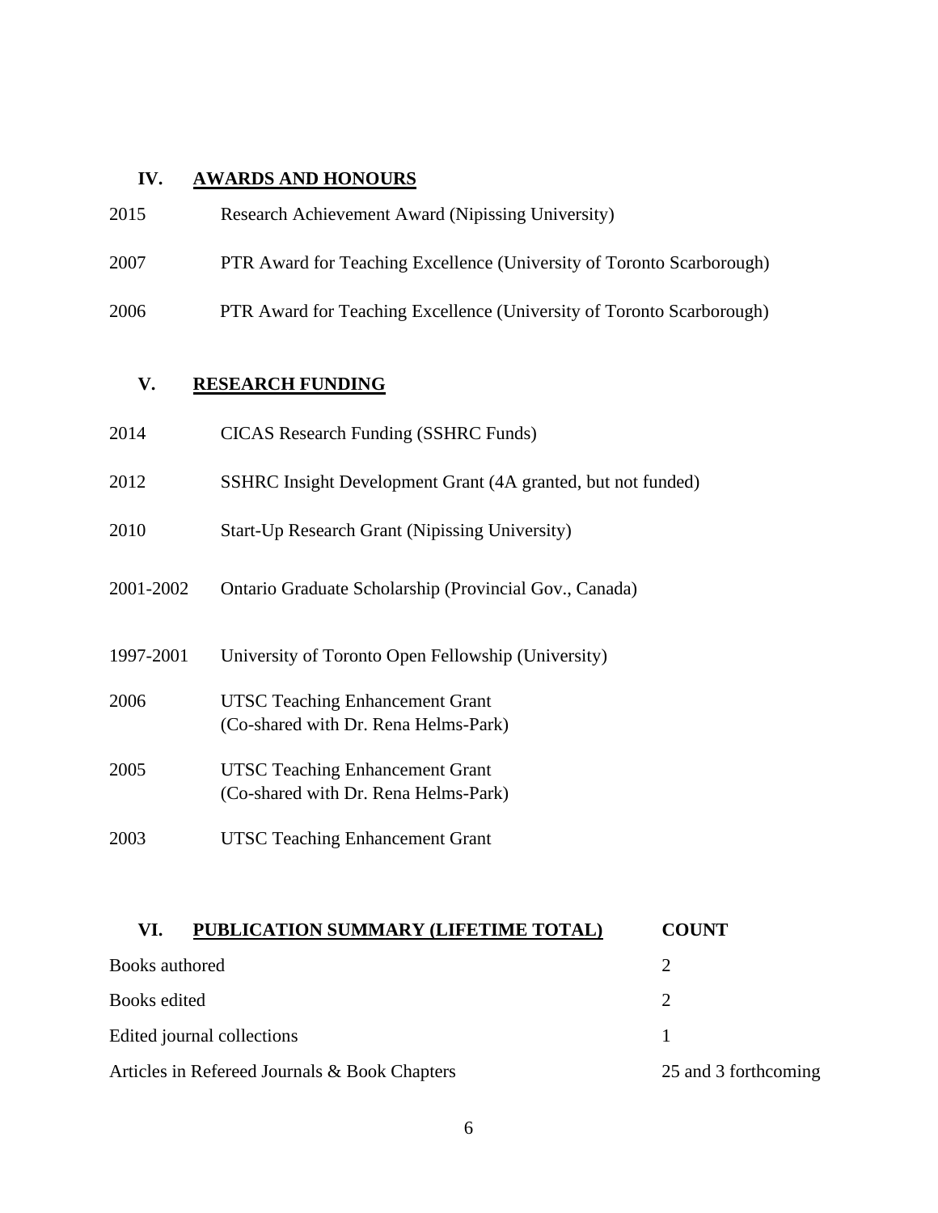## IV. AWARDS AND HONOURS

| | |
|---|---|
| 2015 | Research Achievement Award (Nipissing University) |
| 2007 | PTR Award for Teaching Excellence (University of Toronto Scarborough) |
| 2006 | PTR Award for Teaching Excellence (University of Toronto Scarborough) |

## V. RESEARCH FUNDING

| | |
|---|---|
| 2014 | CICAS Research Funding (SSHRC Funds) |
| 2012 | SSHRC Insight Development Grant (4A granted, but not funded) |
| 2010 | Start-Up Research Grant (Nipissing University) |
| 2001-2002 | Ontario Graduate Scholarship (Provincial Gov., Canada) |
| 1997-2001 | University of Toronto Open Fellowship (University) |
| 2006 | UTSC Teaching Enhancement Grant (Co-shared with Dr. Rena Helms-Park) |
| 2005 | UTSC Teaching Enhancement Grant (Co-shared with Dr. Rena Helms-Park) |
| 2003 | UTSC Teaching Enhancement Grant |

## VI. PUBLICATION SUMMARY (LIFETIME TOTAL)

| | COUNT |
|---|---|
| Books authored | 2 |
| Books edited | 2 |
| Edited journal collections | 1 |
| Articles in Refereed Journals & Book Chapters | 25 and 3 forthcoming |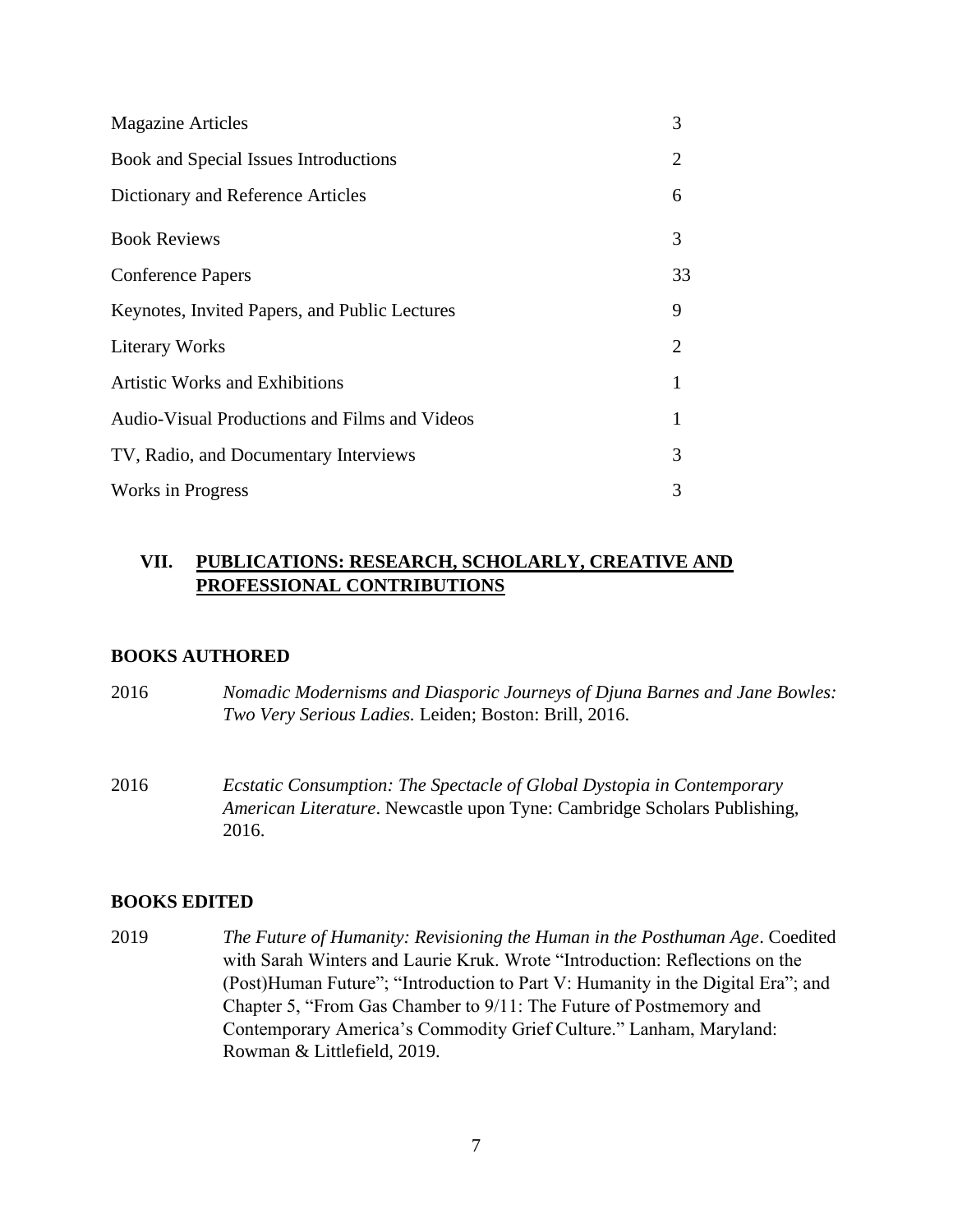| | |
|---|---|
| Magazine Articles | 3 |
| Book and Special Issues Introductions | 2 |
| Dictionary and Reference Articles | 6 |
| Book Reviews | 3 |
| Conference Papers | 33 |
| Keynotes, Invited Papers, and Public Lectures | 9 |
| Literary Works | 2 |
| Artistic Works and Exhibitions | 1 |
| Audio-Visual Productions and Films and Videos | 1 |
| TV, Radio, and Documentary Interviews | 3 |
| Works in Progress | 3 |

## VII. PUBLICATIONS: RESEARCH, SCHOLARLY, CREATIVE AND PROFESSIONAL CONTRIBUTIONS

### BOOKS AUTHORED

2016 *Nomadic Modernisms and Diasporic Journeys of Djuna Barnes and Jane Bowles: Two Very Serious Ladies.* Leiden; Boston: Brill, 2016.

2016 *Ecstatic Consumption: The Spectacle of Global Dystopia in Contemporary American Literature*. Newcastle upon Tyne: Cambridge Scholars Publishing, 2016.

### BOOKS EDITED

2019 *The Future of Humanity: Revisioning the Human in the Posthuman Age*. Coedited with Sarah Winters and Laurie Kruk. Wrote "Introduction: Reflections on the (Post)Human Future"; "Introduction to Part V: Humanity in the Digital Era"; and Chapter 5, "From Gas Chamber to 9/11: The Future of Postmemory and Contemporary America's Commodity Grief Culture." Lanham, Maryland: Rowman & Littlefield, 2019.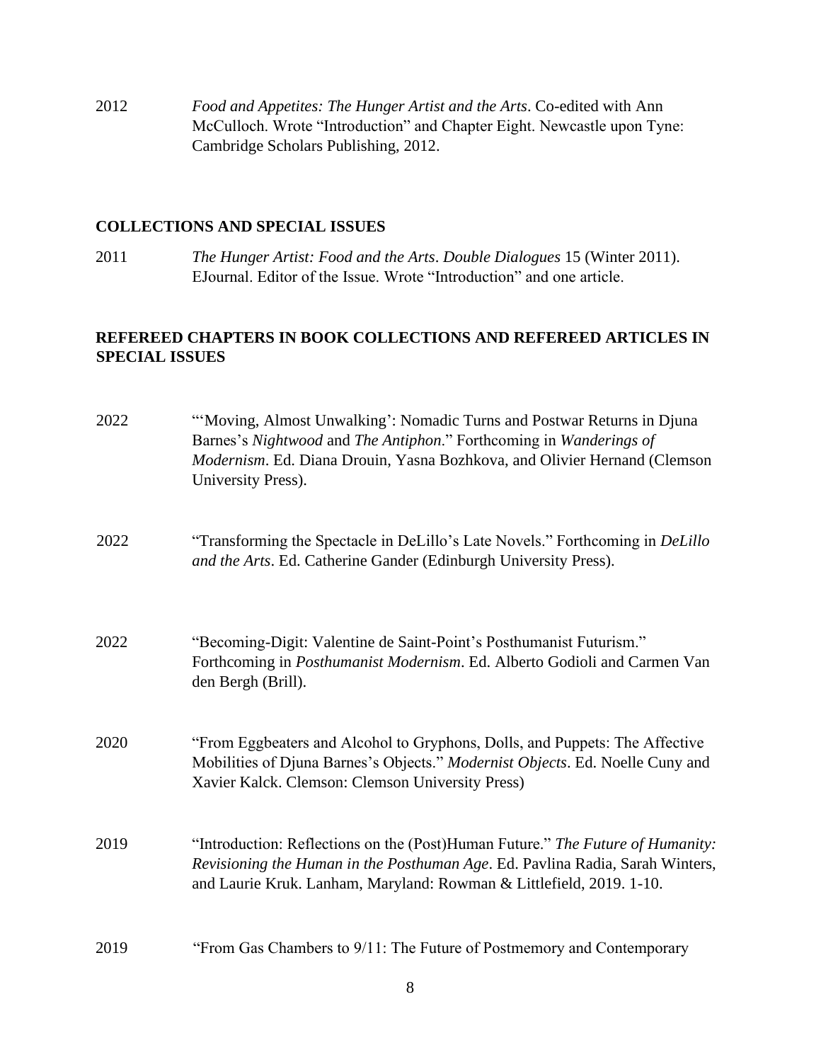2012 *Food and Appetites: The Hunger Artist and the Arts*. Co-edited with Ann McCulloch. Wrote "Introduction" and Chapter Eight. Newcastle upon Tyne: Cambridge Scholars Publishing, 2012.

## COLLECTIONS AND SPECIAL ISSUES

2011 *The Hunger Artist: Food and the Arts*. *Double Dialogues* 15 (Winter 2011). EJournal. Editor of the Issue. Wrote "Introduction" and one article.

## REFEREED CHAPTERS IN BOOK COLLECTIONS AND REFEREED ARTICLES IN SPECIAL ISSUES

2022 "'Moving, Almost Unwalking': Nomadic Turns and Postwar Returns in Djuna Barnes's *Nightwood* and *The Antiphon*." Forthcoming in *Wanderings of Modernism*. Ed. Diana Drouin, Yasna Bozhkova, and Olivier Hernand (Clemson University Press).

2022 "Transforming the Spectacle in DeLillo's Late Novels." Forthcoming in *DeLillo and the Arts*. Ed. Catherine Gander (Edinburgh University Press).

2022 "Becoming-Digit: Valentine de Saint-Point's Posthumanist Futurism." Forthcoming in *Posthumanist Modernism*. Ed. Alberto Godioli and Carmen Van den Bergh (Brill).

2020 "From Eggbeaters and Alcohol to Gryphons, Dolls, and Puppets: The Affective Mobilities of Djuna Barnes's Objects." *Modernist Objects*. Ed. Noelle Cuny and Xavier Kalck. Clemson: Clemson University Press)

2019 "Introduction: Reflections on the (Post)Human Future." *The Future of Humanity: Revisioning the Human in the Posthuman Age*. Ed. Pavlina Radia, Sarah Winters, and Laurie Kruk. Lanham, Maryland: Rowman & Littlefield, 2019. 1-10.

2019 "From Gas Chambers to 9/11: The Future of Postmemory and Contemporary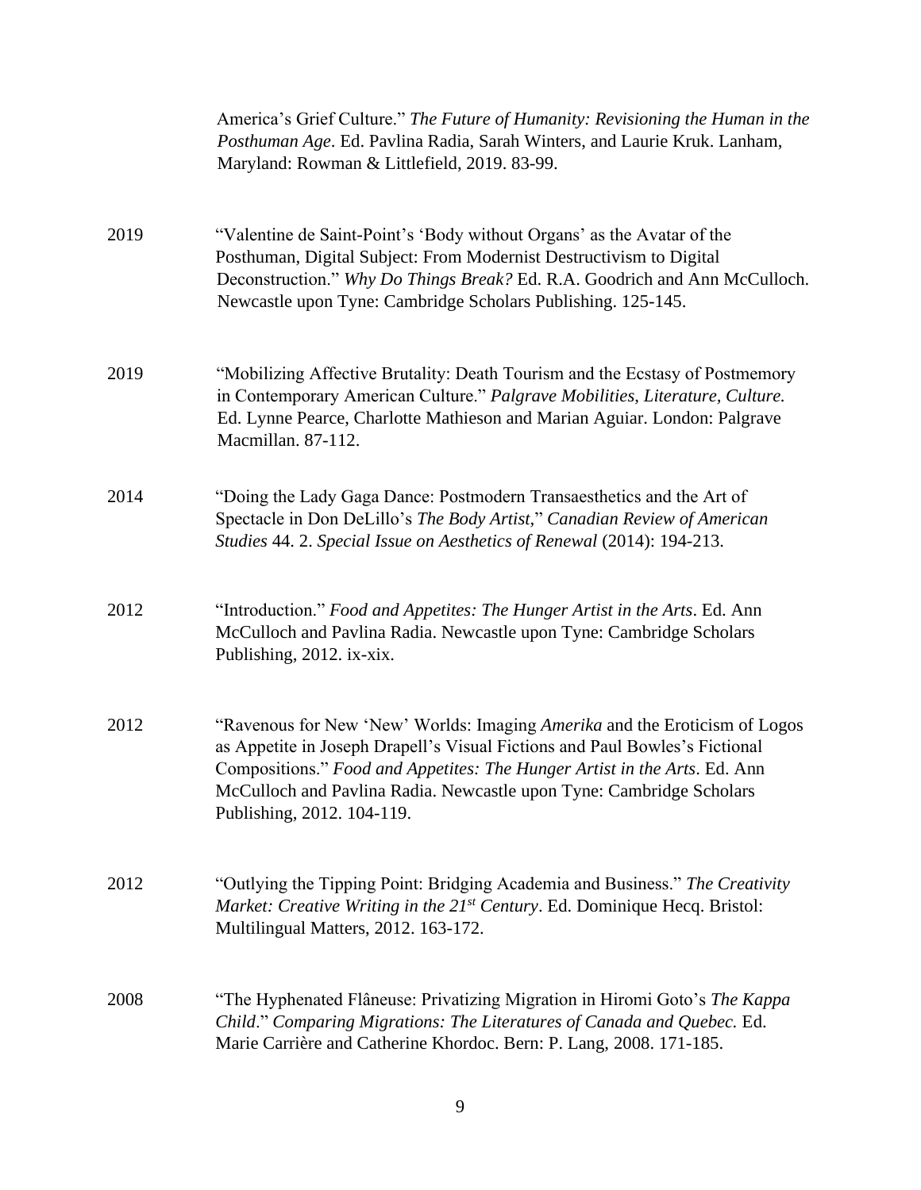America's Grief Culture." *The Future of Humanity: Revisioning the Human in the Posthuman Age*. Ed. Pavlina Radia, Sarah Winters, and Laurie Kruk. Lanham, Maryland: Rowman & Littlefield, 2019. 83-99.

2019 "Valentine de Saint-Point's 'Body without Organs' as the Avatar of the Posthuman, Digital Subject: From Modernist Destructivism to Digital Deconstruction." *Why Do Things Break?* Ed. R.A. Goodrich and Ann McCulloch. Newcastle upon Tyne: Cambridge Scholars Publishing. 125-145.

2019 "Mobilizing Affective Brutality: Death Tourism and the Ecstasy of Postmemory in Contemporary American Culture." *Palgrave Mobilities, Literature, Culture.* Ed. Lynne Pearce, Charlotte Mathieson and Marian Aguiar. London: Palgrave Macmillan. 87-112.

2014 "Doing the Lady Gaga Dance: Postmodern Transaesthetics and the Art of Spectacle in Don DeLillo's *The Body Artist*," *Canadian Review of American Studies* 44. 2. *Special Issue on Aesthetics of Renewal* (2014): 194-213.

2012 "Introduction." *Food and Appetites: The Hunger Artist in the Arts*. Ed. Ann McCulloch and Pavlina Radia. Newcastle upon Tyne: Cambridge Scholars Publishing, 2012. ix-xix.

2012 "Ravenous for New 'New' Worlds: Imaging *Amerika* and the Eroticism of Logos as Appetite in Joseph Drapell's Visual Fictions and Paul Bowles's Fictional Compositions." *Food and Appetites: The Hunger Artist in the Arts*. Ed. Ann McCulloch and Pavlina Radia. Newcastle upon Tyne: Cambridge Scholars Publishing, 2012. 104-119.

2012 "Outlying the Tipping Point: Bridging Academia and Business." *The Creativity Market: Creative Writing in the 21st Century*. Ed. Dominique Hecq. Bristol: Multilingual Matters, 2012. 163-172.

2008 "The Hyphenated Flâneuse: Privatizing Migration in Hiromi Goto's *The Kappa Child*." *Comparing Migrations: The Literatures of Canada and Quebec.* Ed. Marie Carrière and Catherine Khordoc. Bern: P. Lang, 2008. 171-185.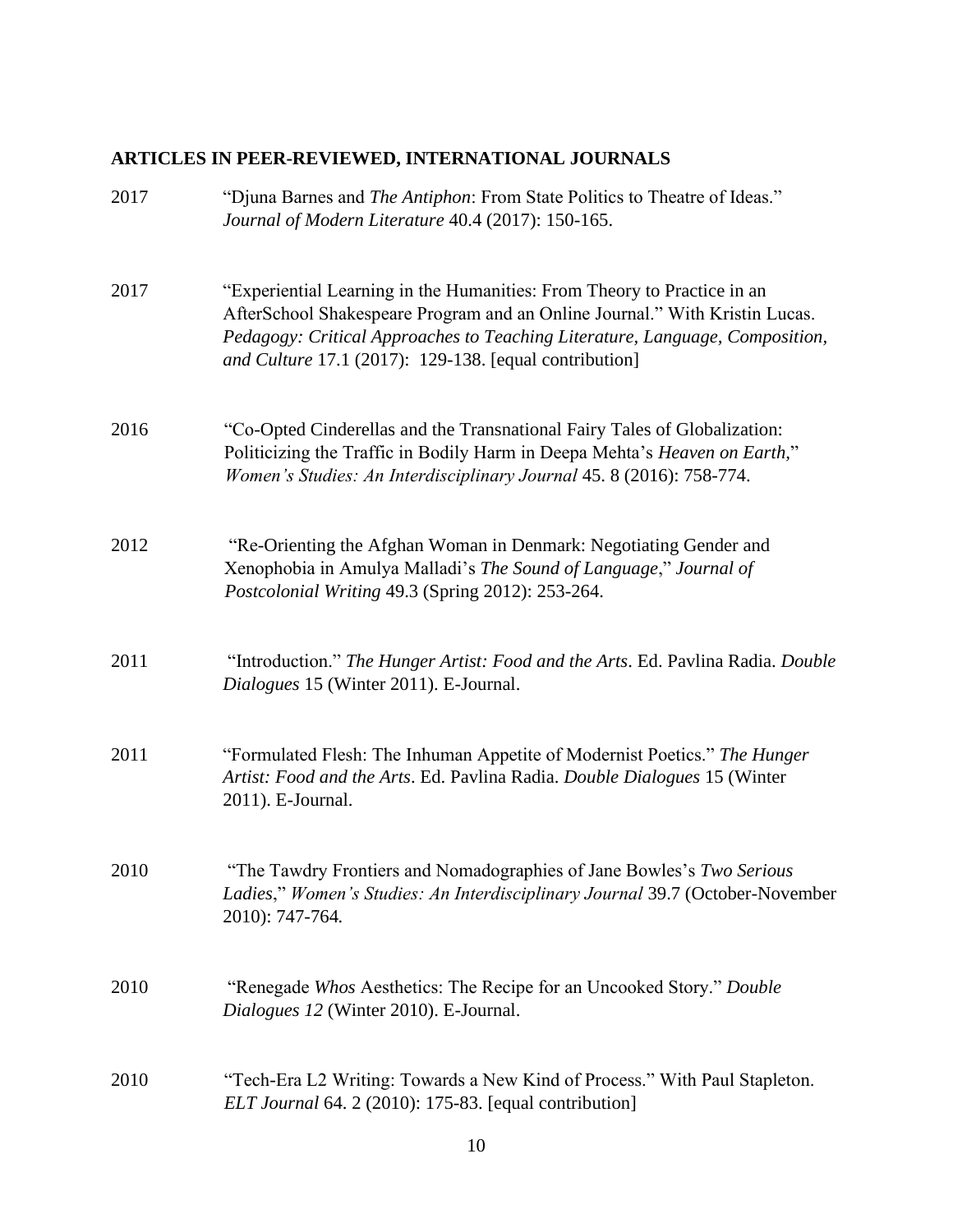## ARTICLES IN PEER-REVIEWED, INTERNATIONAL JOURNALS

2017 "Djuna Barnes and *The Antiphon*: From State Politics to Theatre of Ideas." *Journal of Modern Literature* 40.4 (2017): 150-165.

2017 "Experiential Learning in the Humanities: From Theory to Practice in an AfterSchool Shakespeare Program and an Online Journal." With Kristin Lucas. *Pedagogy: Critical Approaches to Teaching Literature, Language, Composition, and Culture* 17.1 (2017): 129-138. [equal contribution]

2016 "Co-Opted Cinderellas and the Transnational Fairy Tales of Globalization: Politicizing the Traffic in Bodily Harm in Deepa Mehta's *Heaven on Earth*," *Women's Studies: An Interdisciplinary Journal* 45. 8 (2016): 758-774.

2012 "Re-Orienting the Afghan Woman in Denmark: Negotiating Gender and Xenophobia in Amulya Malladi's *The Sound of Language*," *Journal of Postcolonial Writing* 49.3 (Spring 2012): 253-264.

2011 "Introduction." *The Hunger Artist: Food and the Arts*. Ed. Pavlina Radia. *Double Dialogues* 15 (Winter 2011). E-Journal.

2011 "Formulated Flesh: The Inhuman Appetite of Modernist Poetics." *The Hunger Artist: Food and the Arts*. Ed. Pavlina Radia. *Double Dialogues* 15 (Winter 2011). E-Journal.

2010 "The Tawdry Frontiers and Nomadographies of Jane Bowles's *Two Serious Ladies*," *Women's Studies: An Interdisciplinary Journal* 39.7 (October-November 2010): 747-764.

2010 "Renegade *Whos* Aesthetics: The Recipe for an Uncooked Story." *Double Dialogues 12* (Winter 2010). E-Journal.

2010 "Tech-Era L2 Writing: Towards a New Kind of Process." With Paul Stapleton. *ELT Journal* 64. 2 (2010): 175-83. [equal contribution]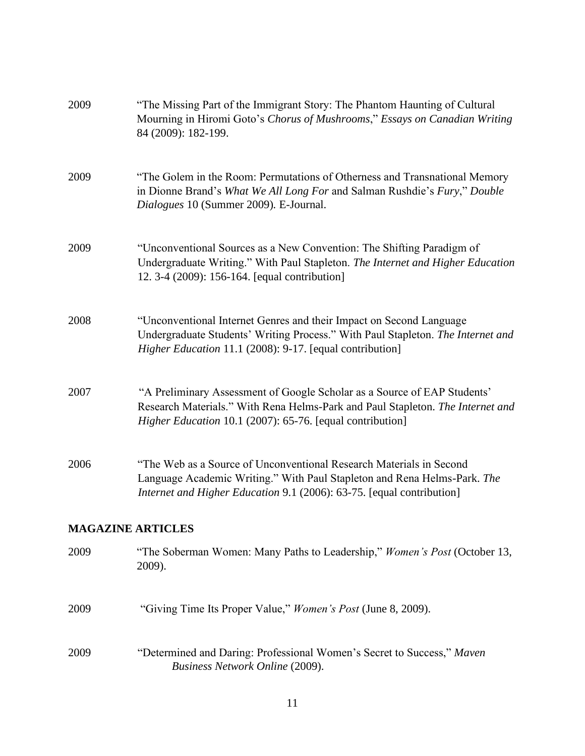2009 "The Missing Part of the Immigrant Story: The Phantom Haunting of Cultural Mourning in Hiromi Goto's *Chorus of Mushrooms*," *Essays on Canadian Writing* 84 (2009): 182-199.

2009 "The Golem in the Room: Permutations of Otherness and Transnational Memory in Dionne Brand's *What We All Long For* and Salman Rushdie's *Fury*," *Double Dialogues* 10 (Summer 2009). E-Journal.

2009 "Unconventional Sources as a New Convention: The Shifting Paradigm of Undergraduate Writing." With Paul Stapleton. *The Internet and Higher Education* 12. 3-4 (2009): 156-164. [equal contribution]

2008 "Unconventional Internet Genres and their Impact on Second Language Undergraduate Students' Writing Process." With Paul Stapleton. *The Internet and Higher Education* 11.1 (2008): 9-17. [equal contribution]

2007 "A Preliminary Assessment of Google Scholar as a Source of EAP Students' Research Materials." With Rena Helms-Park and Paul Stapleton. *The Internet and Higher Education* 10.1 (2007): 65-76. [equal contribution]

2006 "The Web as a Source of Unconventional Research Materials in Second Language Academic Writing." With Paul Stapleton and Rena Helms-Park. *The Internet and Higher Education* 9.1 (2006): 63-75. [equal contribution]

**MAGAZINE ARTICLES**

2009 "The Soberman Women: Many Paths to Leadership," *Women's Post* (October 13, 2009).

2009 "Giving Time Its Proper Value," *Women's Post* (June 8, 2009).

2009 "Determined and Daring: Professional Women's Secret to Success," *Maven Business Network Online* (2009).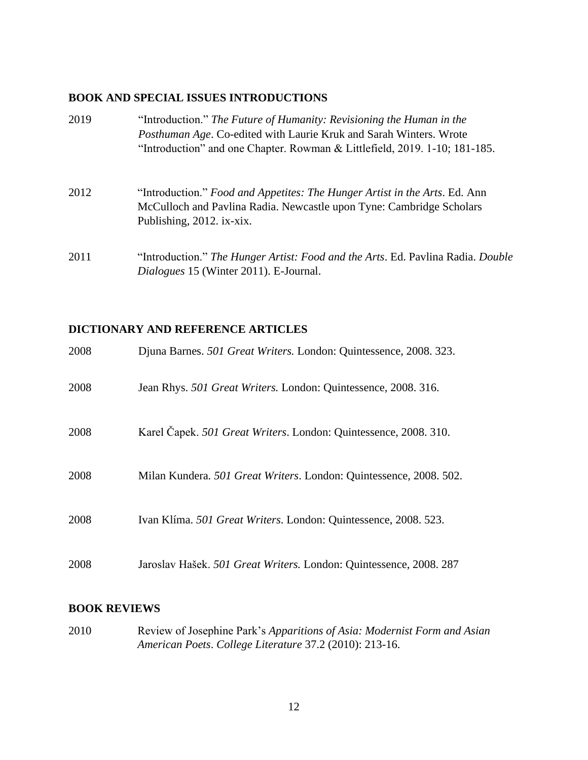## BOOK AND SPECIAL ISSUES INTRODUCTIONS

2019 “Introduction.” *The Future of Humanity: Revisioning the Human in the Posthuman Age*. Co-edited with Laurie Kruk and Sarah Winters. Wrote “Introduction” and one Chapter. Rowman & Littlefield, 2019. 1-10; 181-185.

2012 “Introduction.” *Food and Appetites: The Hunger Artist in the Arts*. Ed. Ann McCulloch and Pavlina Radia. Newcastle upon Tyne: Cambridge Scholars Publishing, 2012. ix-xix.

2011 “Introduction.” *The Hunger Artist: Food and the Arts*. Ed. Pavlina Radia. *Double Dialogues* 15 (Winter 2011). E-Journal.

## DICTIONARY AND REFERENCE ARTICLES

2008 Djuna Barnes. *501 Great Writers.* London: Quintessence, 2008. 323.

2008 Jean Rhys. *501 Great Writers.* London: Quintessence, 2008. 316.

2008 Karel Čapek. *501 Great Writers*. London: Quintessence, 2008. 310.

2008 Milan Kundera. *501 Great Writers*. London: Quintessence, 2008. 502.

2008 Ivan Klíma. *501 Great Writers*. London: Quintessence, 2008. 523.

2008 Jaroslav Hašek. *501 Great Writers.* London: Quintessence, 2008. 287

## BOOK REVIEWS

2010 Review of Josephine Park’s *Apparitions of Asia: Modernist Form and Asian American Poets*. *College Literature* 37.2 (2010): 213-16.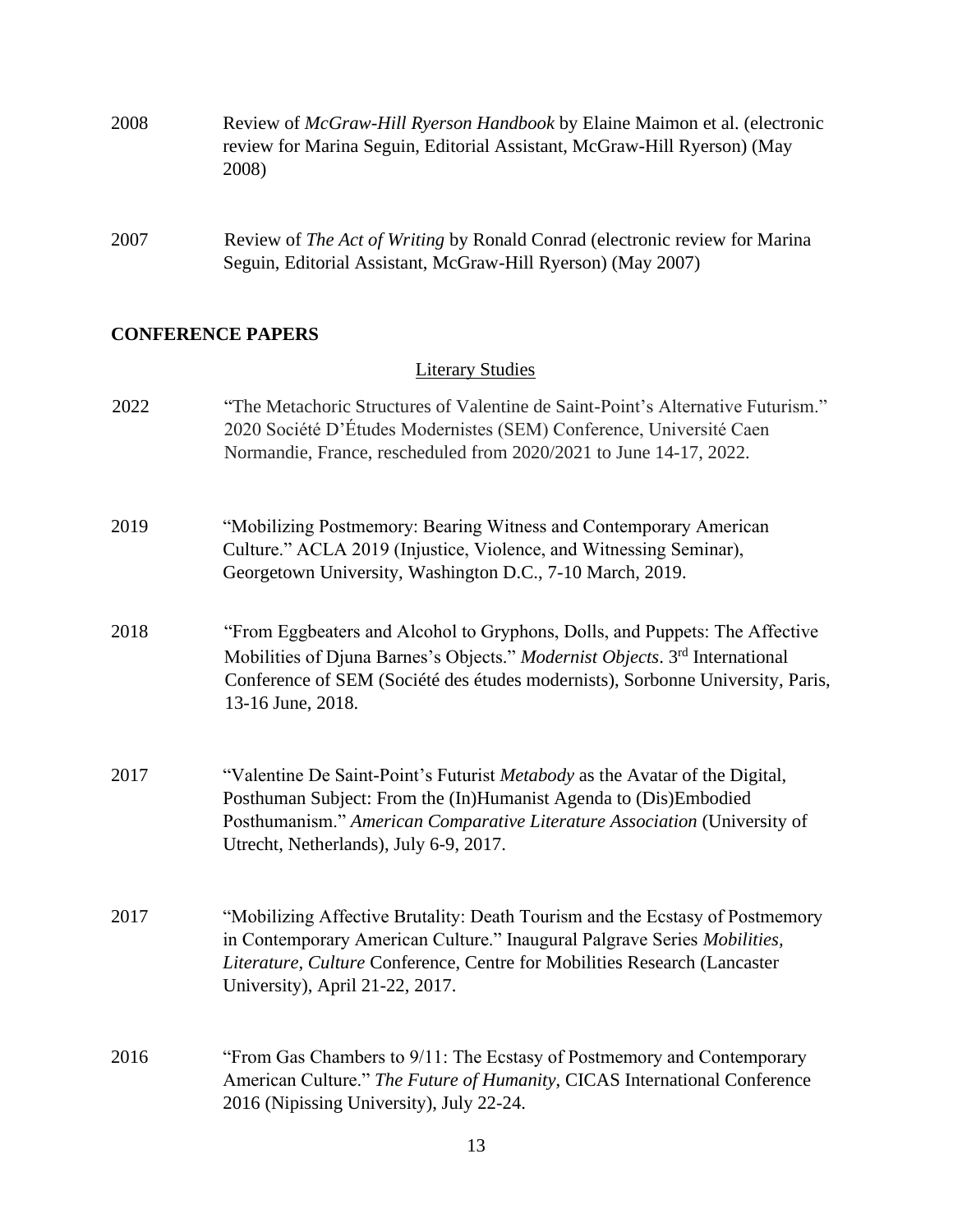2008 Review of *McGraw-Hill Ryerson Handbook* by Elaine Maimon et al. (electronic review for Marina Seguin, Editorial Assistant, McGraw-Hill Ryerson) (May 2008)

2007 Review of *The Act of Writing* by Ronald Conrad (electronic review for Marina Seguin, Editorial Assistant, McGraw-Hill Ryerson) (May 2007)

## CONFERENCE PAPERS

### Literary Studies

2022 "The Metachoric Structures of Valentine de Saint-Point's Alternative Futurism." 2020 Société D'Études Modernistes (SEM) Conference, Université Caen Normandie, France, rescheduled from 2020/2021 to June 14-17, 2022.

2019 "Mobilizing Postmemory: Bearing Witness and Contemporary American Culture." ACLA 2019 (Injustice, Violence, and Witnessing Seminar), Georgetown University, Washington D.C., 7-10 March, 2019.

2018 "From Eggbeaters and Alcohol to Gryphons, Dolls, and Puppets: The Affective Mobilities of Djuna Barnes's Objects." *Modernist Objects*. 3rd International Conference of SEM (Société des études modernists), Sorbonne University, Paris, 13-16 June, 2018.

2017 "Valentine De Saint-Point's Futurist *Metabody* as the Avatar of the Digital, Posthuman Subject: From the (In)Humanist Agenda to (Dis)Embodied Posthumanism." *American Comparative Literature Association* (University of Utrecht, Netherlands), July 6-9, 2017.

2017 "Mobilizing Affective Brutality: Death Tourism and the Ecstasy of Postmemory in Contemporary American Culture." Inaugural Palgrave Series *Mobilities, Literature, Culture* Conference, Centre for Mobilities Research (Lancaster University), April 21-22, 2017.

2016 "From Gas Chambers to 9/11: The Ecstasy of Postmemory and Contemporary American Culture." *The Future of Humanity*, CICAS International Conference 2016 (Nipissing University), July 22-24.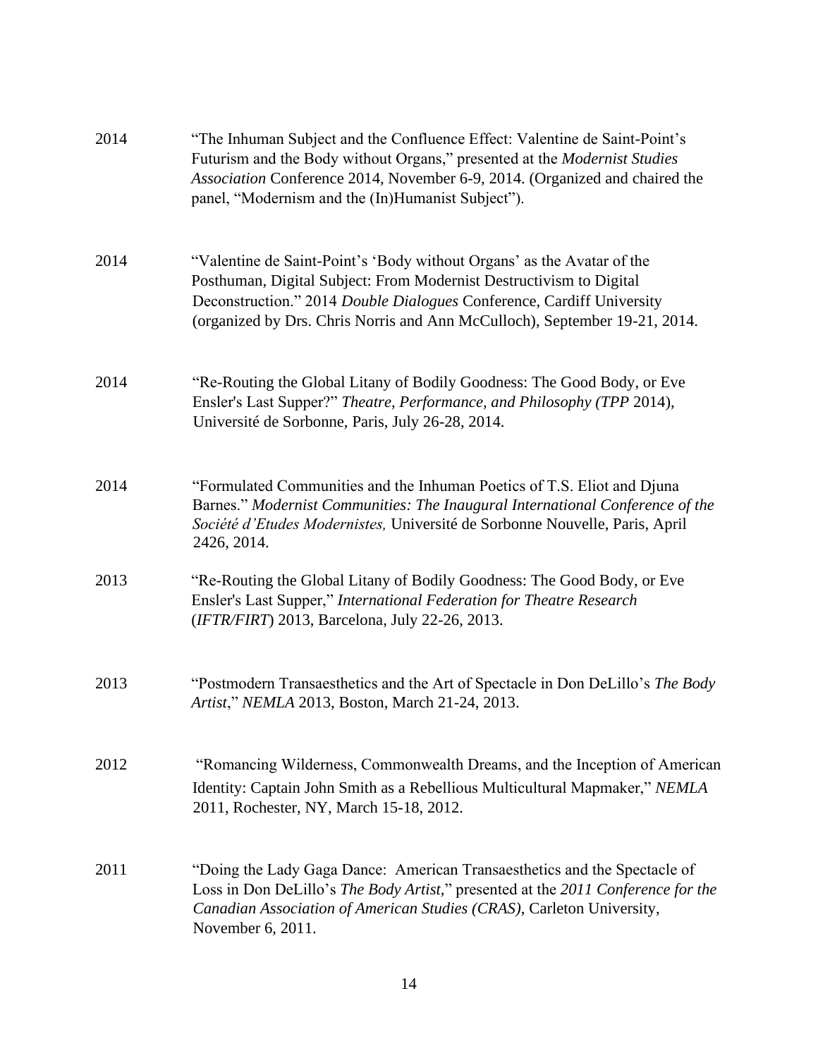2014 “The Inhuman Subject and the Confluence Effect: Valentine de Saint-Point’s Futurism and the Body without Organs,” presented at the *Modernist Studies Association* Conference 2014, November 6-9, 2014. (Organized and chaired the panel, “Modernism and the (In)Humanist Subject”).

2014 “Valentine de Saint-Point’s ‘Body without Organs’ as the Avatar of the Posthuman, Digital Subject: From Modernist Destructivism to Digital Deconstruction.” 2014 *Double Dialogues* Conference, Cardiff University (organized by Drs. Chris Norris and Ann McCulloch), September 19-21, 2014.

2014 “Re-Routing the Global Litany of Bodily Goodness: The Good Body, or Eve Ensler's Last Supper?” *Theatre, Performance, and Philosophy (TPP* 2014), Université de Sorbonne, Paris, July 26-28, 2014.

2014 “Formulated Communities and the Inhuman Poetics of T.S. Eliot and Djuna Barnes.” *Modernist Communities: The Inaugural International Conference of the Société d’Etudes Modernistes,* Université de Sorbonne Nouvelle, Paris, April 2426, 2014.

2013 “Re-Routing the Global Litany of Bodily Goodness: The Good Body, or Eve Ensler's Last Supper,” *International Federation for Theatre Research* (*IFTR/FIRT*) 2013, Barcelona, July 22-26, 2013.

2013 “Postmodern Transaesthetics and the Art of Spectacle in Don DeLillo’s *The Body Artist*,” *NEMLA* 2013, Boston, March 21-24, 2013.

2012 “Romancing Wilderness, Commonwealth Dreams, and the Inception of American Identity: Captain John Smith as a Rebellious Multicultural Mapmaker,” *NEMLA* 2011, Rochester, NY, March 15-18, 2012.

2011 “Doing the Lady Gaga Dance: American Transaesthetics and the Spectacle of Loss in Don DeLillo’s *The Body Artist*,” presented at the *2011 Conference for the Canadian Association of American Studies (CRAS)*, Carleton University, November 6, 2011.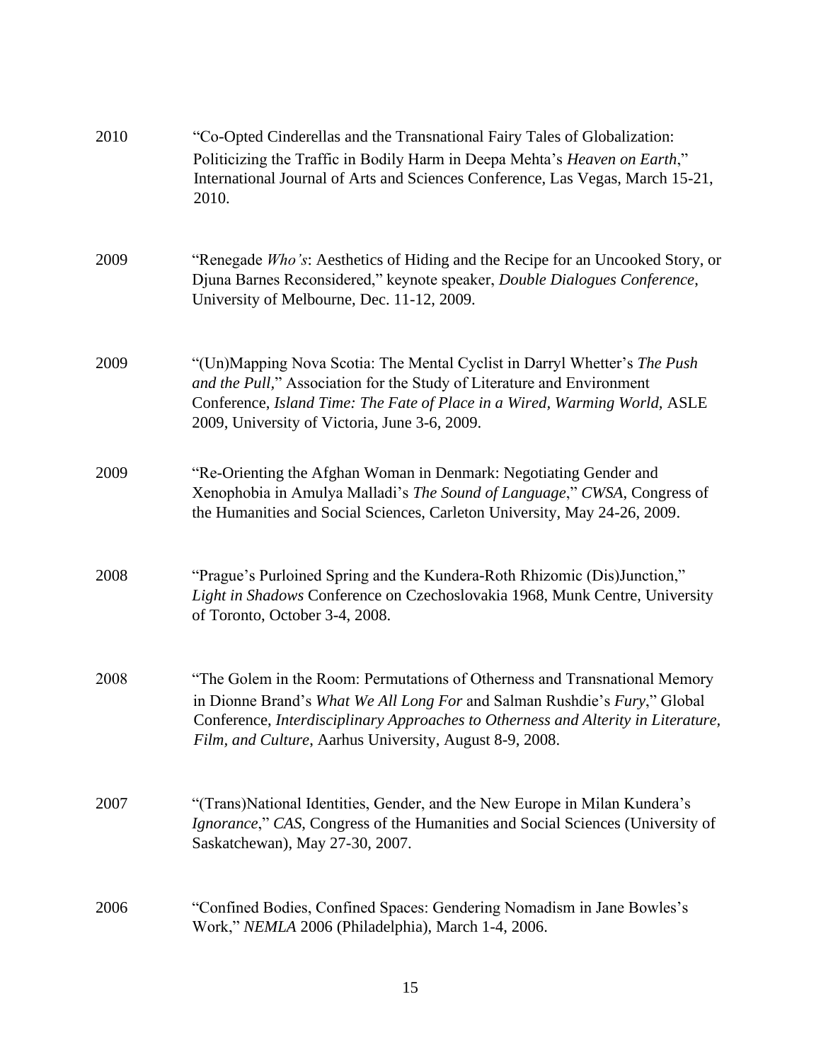2010 “Co-Opted Cinderellas and the Transnational Fairy Tales of Globalization: Politicizing the Traffic in Bodily Harm in Deepa Mehta’s *Heaven on Earth*,” International Journal of Arts and Sciences Conference, Las Vegas, March 15-21, 2010.

2009 “Renegade *Who’s*: Aesthetics of Hiding and the Recipe for an Uncooked Story, or Djuna Barnes Reconsidered,” keynote speaker, *Double Dialogues Conference*, University of Melbourne, Dec. 11-12, 2009.

2009 “(Un)Mapping Nova Scotia: The Mental Cyclist in Darryl Whetter’s *The Push and the Pull*,” Association for the Study of Literature and Environment Conference, *Island Time: The Fate of Place in a Wired, Warming World*, ASLE 2009, University of Victoria, June 3-6, 2009.

2009 “Re-Orienting the Afghan Woman in Denmark: Negotiating Gender and Xenophobia in Amulya Malladi’s *The Sound of Language*,” *CWSA*, Congress of the Humanities and Social Sciences, Carleton University, May 24-26, 2009.

2008 “Prague’s Purloined Spring and the Kundera-Roth Rhizomic (Dis)Junction,” *Light in Shadows* Conference on Czechoslovakia 1968, Munk Centre, University of Toronto, October 3-4, 2008.

2008 “The Golem in the Room: Permutations of Otherness and Transnational Memory in Dionne Brand’s *What We All Long For* and Salman Rushdie’s *Fury*,” Global Conference, *Interdisciplinary Approaches to Otherness and Alterity in Literature, Film, and Culture*, Aarhus University, August 8-9, 2008.

2007 “(Trans)National Identities, Gender, and the New Europe in Milan Kundera’s *Ignorance*,” *CAS*, Congress of the Humanities and Social Sciences (University of Saskatchewan), May 27-30, 2007.

2006 “Confined Bodies, Confined Spaces: Gendering Nomadism in Jane Bowles’s Work,” *NEMLA* 2006 (Philadelphia), March 1-4, 2006.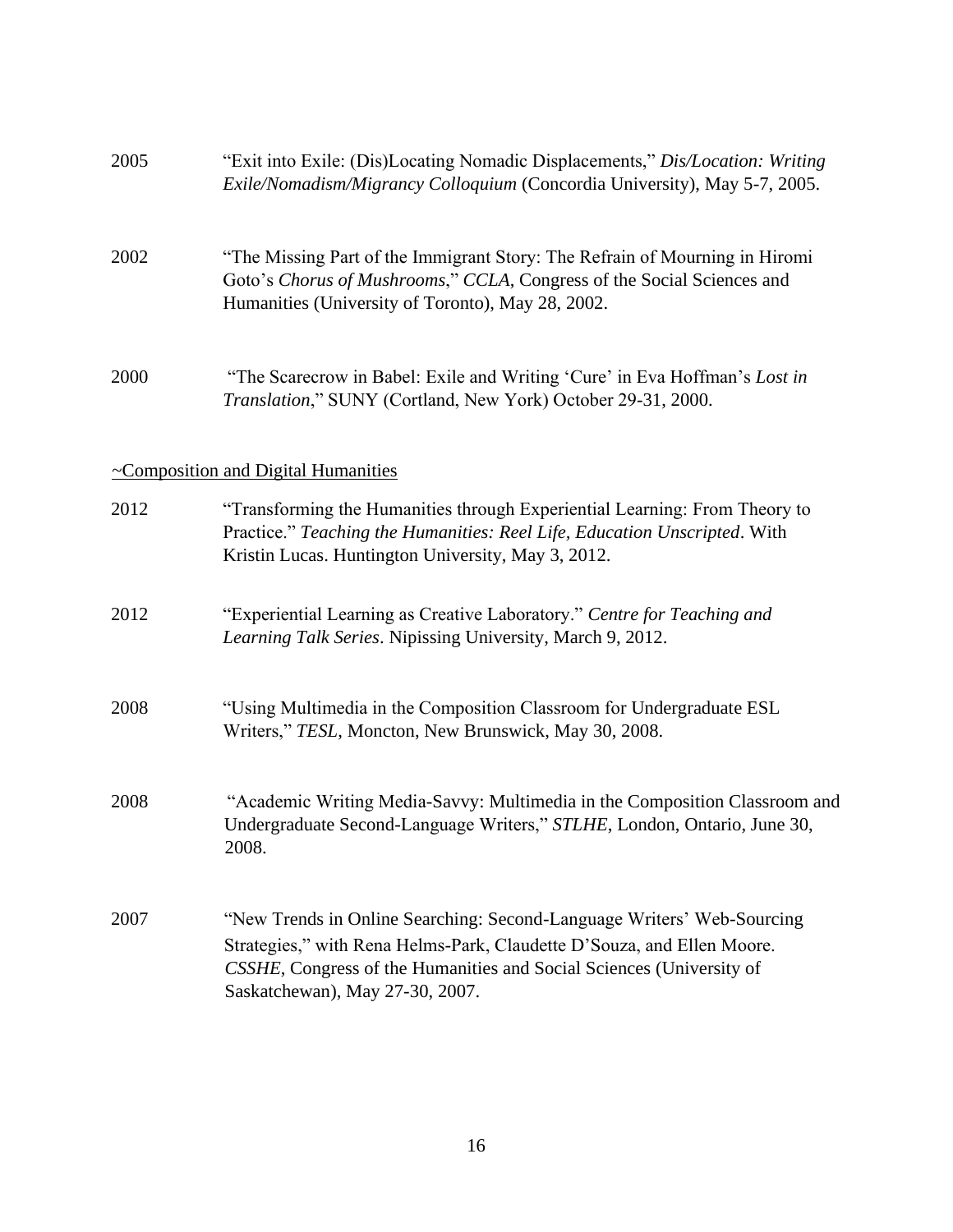2005 "Exit into Exile: (Dis)Locating Nomadic Displacements," *Dis/Location: Writing Exile/Nomadism/Migrancy Colloquium* (Concordia University), May 5-7, 2005.

2002 "The Missing Part of the Immigrant Story: The Refrain of Mourning in Hiromi Goto's *Chorus of Mushrooms*," *CCLA*, Congress of the Social Sciences and Humanities (University of Toronto), May 28, 2002.

2000 "The Scarecrow in Babel: Exile and Writing 'Cure' in Eva Hoffman's *Lost in Translation*," SUNY (Cortland, New York) October 29-31, 2000.

~Composition and Digital Humanities

2012 "Transforming the Humanities through Experiential Learning: From Theory to Practice." *Teaching the Humanities: Reel Life, Education Unscripted*. With Kristin Lucas. Huntington University, May 3, 2012.

2012 "Experiential Learning as Creative Laboratory." *Centre for Teaching and Learning Talk Series*. Nipissing University, March 9, 2012.

2008 "Using Multimedia in the Composition Classroom for Undergraduate ESL Writers," *TESL*, Moncton, New Brunswick, May 30, 2008.

2008 "Academic Writing Media-Savvy: Multimedia in the Composition Classroom and Undergraduate Second-Language Writers," *STLHE*, London, Ontario, June 30, 2008.

2007 "New Trends in Online Searching: Second-Language Writers' Web-Sourcing Strategies," with Rena Helms-Park, Claudette D'Souza, and Ellen Moore. *CSSHE*, Congress of the Humanities and Social Sciences (University of Saskatchewan), May 27-30, 2007.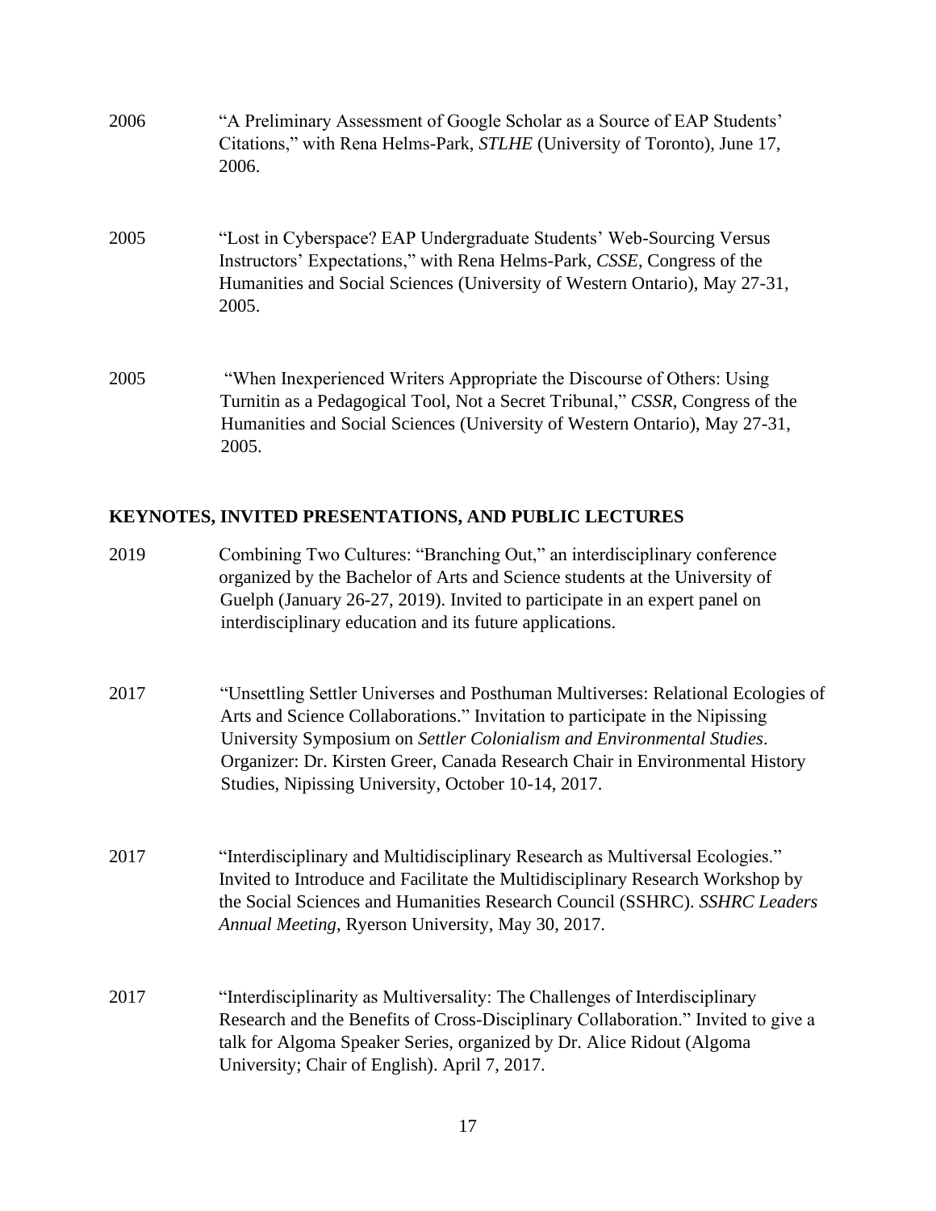2006 “A Preliminary Assessment of Google Scholar as a Source of EAP Students’ Citations,” with Rena Helms-Park, *STLHE* (University of Toronto), June 17, 2006.

2005 “Lost in Cyberspace? EAP Undergraduate Students’ Web-Sourcing Versus Instructors’ Expectations,” with Rena Helms-Park, *CSSE*, Congress of the Humanities and Social Sciences (University of Western Ontario), May 27-31, 2005.

2005 “When Inexperienced Writers Appropriate the Discourse of Others: Using Turnitin as a Pedagogical Tool, Not a Secret Tribunal,” *CSSR*, Congress of the Humanities and Social Sciences (University of Western Ontario), May 27-31, 2005.

## KEYNOTES, INVITED PRESENTATIONS, AND PUBLIC LECTURES

2019 Combining Two Cultures: “Branching Out,” an interdisciplinary conference organized by the Bachelor of Arts and Science students at the University of Guelph (January 26-27, 2019). Invited to participate in an expert panel on interdisciplinary education and its future applications.

2017 “Unsettling Settler Universes and Posthuman Multiverses: Relational Ecologies of Arts and Science Collaborations.” Invitation to participate in the Nipissing University Symposium on *Settler Colonialism and Environmental Studies*. Organizer: Dr. Kirsten Greer, Canada Research Chair in Environmental History Studies, Nipissing University, October 10-14, 2017.

2017 “Interdisciplinary and Multidisciplinary Research as Multiversal Ecologies.” Invited to Introduce and Facilitate the Multidisciplinary Research Workshop by the Social Sciences and Humanities Research Council (SSHRC). *SSHRC Leaders Annual Meeting*, Ryerson University, May 30, 2017.

2017 “Interdisciplinarity as Multiversality: The Challenges of Interdisciplinary Research and the Benefits of Cross-Disciplinary Collaboration.” Invited to give a talk for Algoma Speaker Series, organized by Dr. Alice Ridout (Algoma University; Chair of English). April 7, 2017.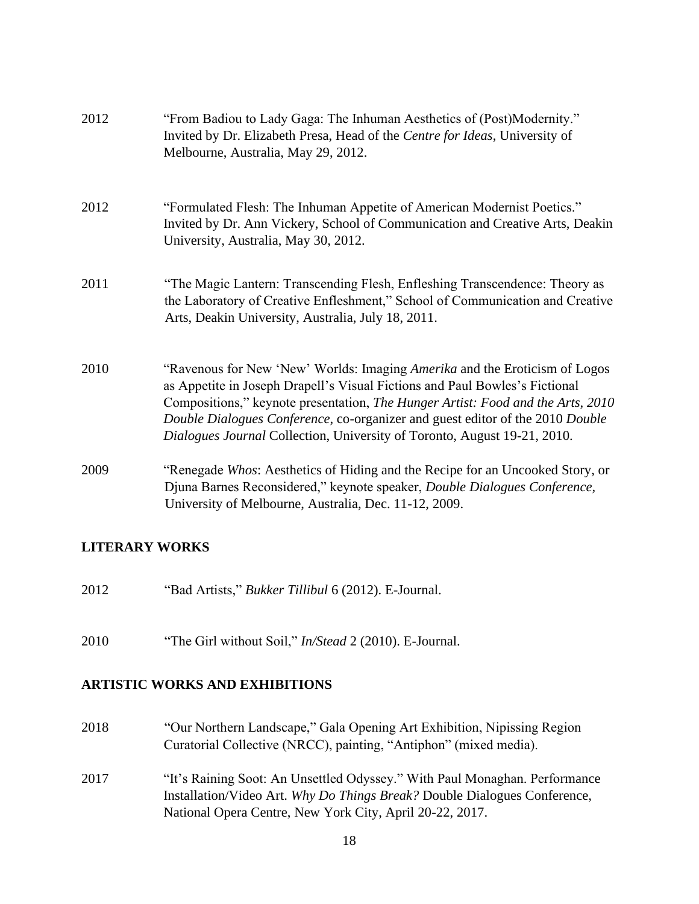2012 “From Badiou to Lady Gaga: The Inhuman Aesthetics of (Post)Modernity.” Invited by Dr. Elizabeth Presa, Head of the *Centre for Ideas*, University of Melbourne, Australia, May 29, 2012.

2012 “Formulated Flesh: The Inhuman Appetite of American Modernist Poetics.” Invited by Dr. Ann Vickery, School of Communication and Creative Arts, Deakin University, Australia, May 30, 2012.

2011 “The Magic Lantern: Transcending Flesh, Enfleshing Transcendence: Theory as the Laboratory of Creative Enfleshment,” School of Communication and Creative Arts, Deakin University, Australia, July 18, 2011.

2010 “Ravenous for New ‘New’ Worlds: Imaging *Amerika* and the Eroticism of Logos as Appetite in Joseph Drapell’s Visual Fictions and Paul Bowles’s Fictional Compositions,” keynote presentation, *The Hunger Artist: Food and the Arts, 2010 Double Dialogues Conference*, co-organizer and guest editor of the 2010 *Double Dialogues Journal* Collection, University of Toronto, August 19-21, 2010.

2009 “Renegade *Whos*: Aesthetics of Hiding and the Recipe for an Uncooked Story, or Djuna Barnes Reconsidered,” keynote speaker, *Double Dialogues Conference*, University of Melbourne, Australia, Dec. 11-12, 2009.

## LITERARY WORKS

2012 “Bad Artists,” *Bukker Tillibul* 6 (2012). E-Journal.

2010 “The Girl without Soil,” *In/Stead* 2 (2010). E-Journal.

## ARTISTIC WORKS AND EXHIBITIONS

2018 “Our Northern Landscape,” Gala Opening Art Exhibition, Nipissing Region Curatorial Collective (NRCC), painting, “Antiphon” (mixed media).

2017 “It’s Raining Soot: An Unsettled Odyssey.” With Paul Monaghan. Performance Installation/Video Art. *Why Do Things Break?* Double Dialogues Conference, National Opera Centre, New York City, April 20-22, 2017.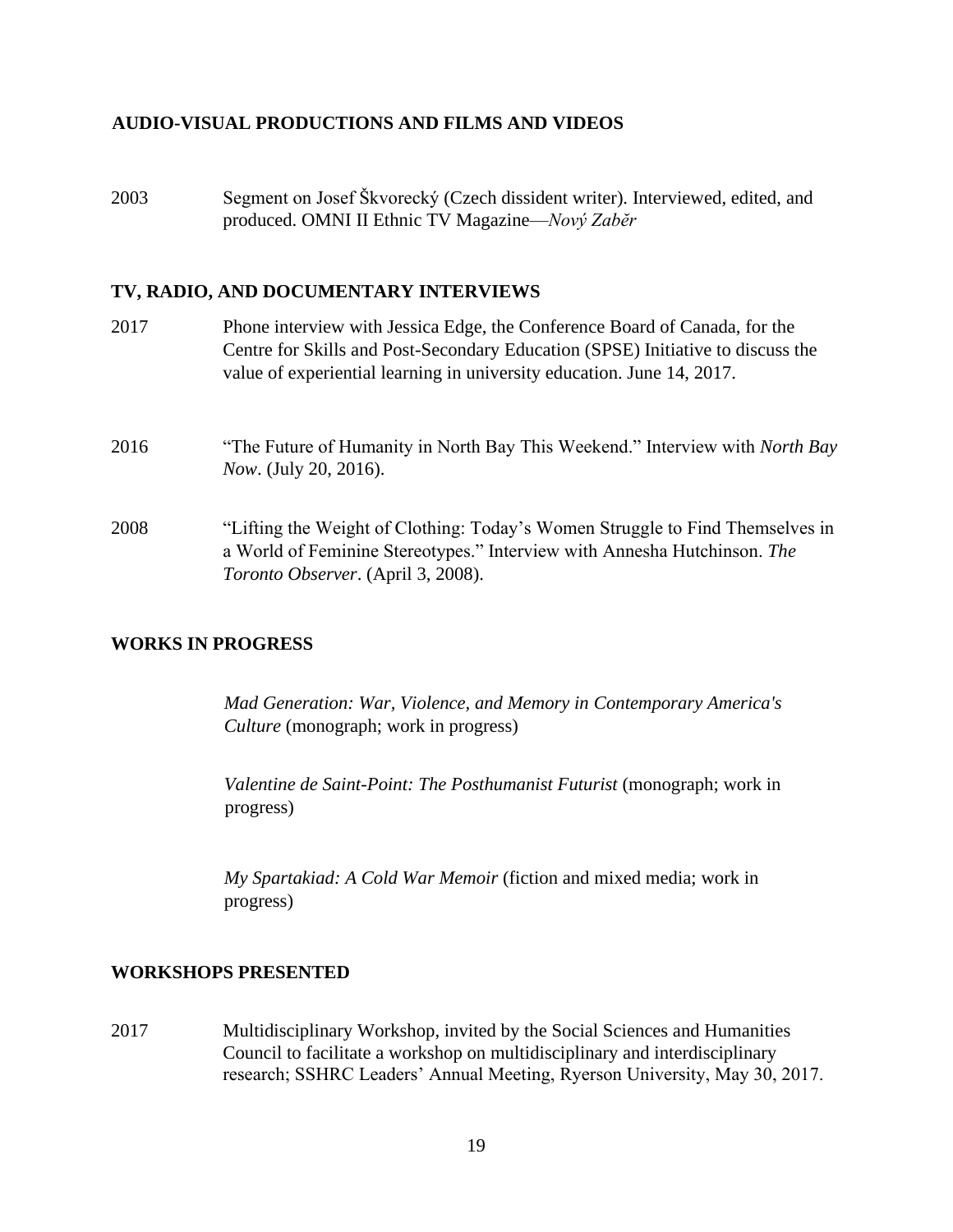## AUDIO-VISUAL PRODUCTIONS AND FILMS AND VIDEOS

2003 Segment on Josef Škvorecký (Czech dissident writer). Interviewed, edited, and produced. OMNI II Ethnic TV Magazine—*Nový Zaběr*

## TV, RADIO, AND DOCUMENTARY INTERVIEWS

2017 Phone interview with Jessica Edge, the Conference Board of Canada, for the Centre for Skills and Post-Secondary Education (SPSE) Initiative to discuss the value of experiential learning in university education. June 14, 2017.

2016 "The Future of Humanity in North Bay This Weekend." Interview with *North Bay Now*. (July 20, 2016).

2008 "Lifting the Weight of Clothing: Today's Women Struggle to Find Themselves in a World of Feminine Stereotypes." Interview with Annesha Hutchinson. *The Toronto Observer*. (April 3, 2008).

## WORKS IN PROGRESS

*Mad Generation: War, Violence, and Memory in Contemporary America's Culture* (monograph; work in progress)

*Valentine de Saint-Point: The Posthumanist Futurist* (monograph; work in progress)

*My Spartakiad: A Cold War Memoir* (fiction and mixed media; work in progress)

## WORKSHOPS PRESENTED

2017 Multidisciplinary Workshop, invited by the Social Sciences and Humanities Council to facilitate a workshop on multidisciplinary and interdisciplinary research; SSHRC Leaders' Annual Meeting, Ryerson University, May 30, 2017.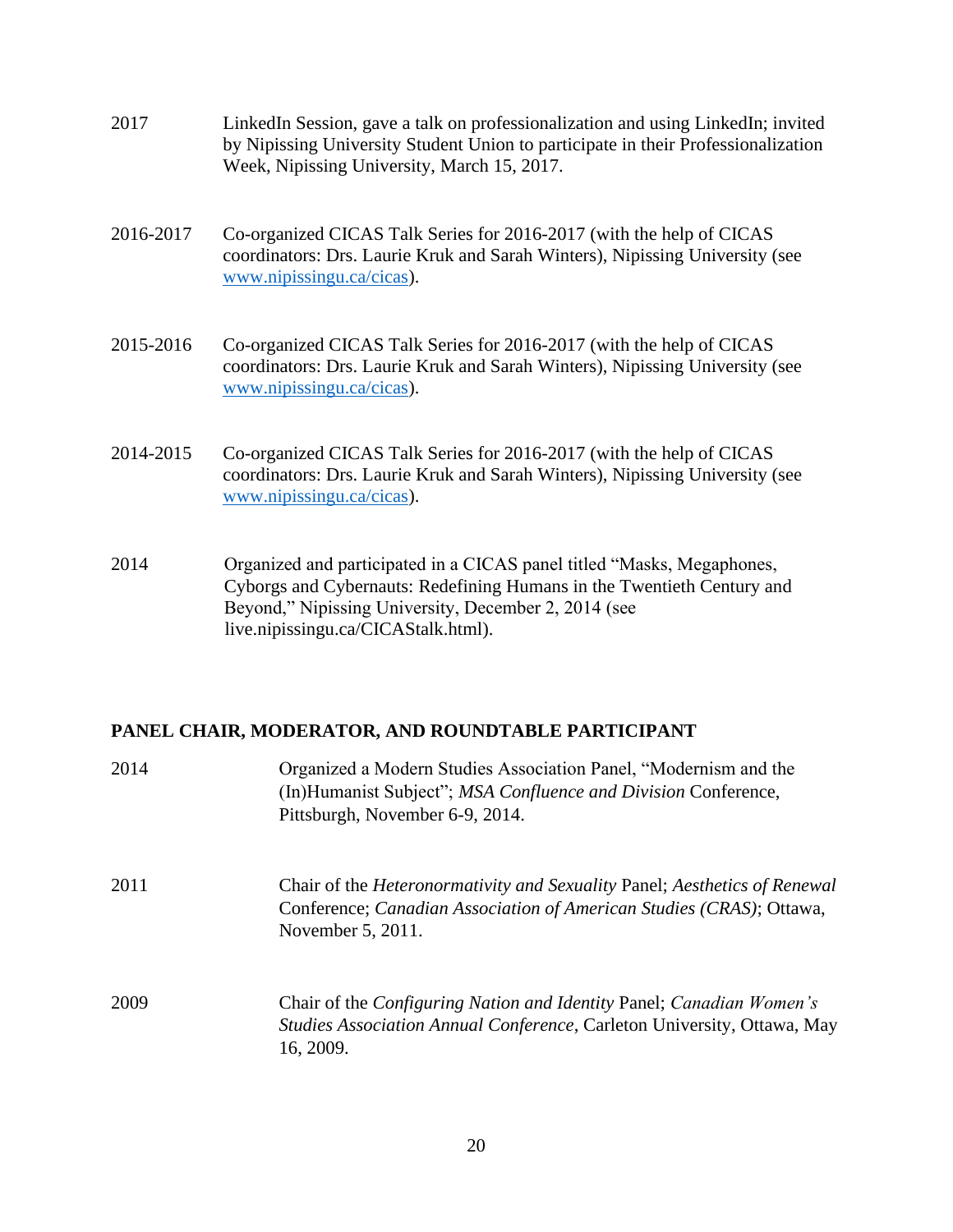2017 LinkedIn Session, gave a talk on professionalization and using LinkedIn; invited by Nipissing University Student Union to participate in their Professionalization Week, Nipissing University, March 15, 2017.

2016-2017 Co-organized CICAS Talk Series for 2016-2017 (with the help of CICAS coordinators: Drs. Laurie Kruk and Sarah Winters), Nipissing University (see [www.nipissingu.ca/cicas](www.nipissingu.ca/cicas)).

2015-2016 Co-organized CICAS Talk Series for 2016-2017 (with the help of CICAS coordinators: Drs. Laurie Kruk and Sarah Winters), Nipissing University (see [www.nipissingu.ca/cicas](www.nipissingu.ca/cicas)).

2014-2015 Co-organized CICAS Talk Series for 2016-2017 (with the help of CICAS coordinators: Drs. Laurie Kruk and Sarah Winters), Nipissing University (see [www.nipissingu.ca/cicas](www.nipissingu.ca/cicas)).

2014 Organized and participated in a CICAS panel titled "Masks, Megaphones, Cyborgs and Cybernauts: Redefining Humans in the Twentieth Century and Beyond," Nipissing University, December 2, 2014 (see live.nipissingu.ca/CICAStalk.html).

## PANEL CHAIR, MODERATOR, AND ROUNDTABLE PARTICIPANT

2014 Organized a Modern Studies Association Panel, "Modernism and the (In)Humanist Subject"; *MSA Confluence and Division* Conference, Pittsburgh, November 6-9, 2014.

2011 Chair of the *Heteronormativity and Sexuality* Panel; *Aesthetics of Renewal* Conference; *Canadian Association of American Studies (CRAS)*; Ottawa, November 5, 2011.

2009 Chair of the *Configuring Nation and Identity* Panel; *Canadian Women's Studies Association Annual Conference*, Carleton University, Ottawa, May 16, 2009.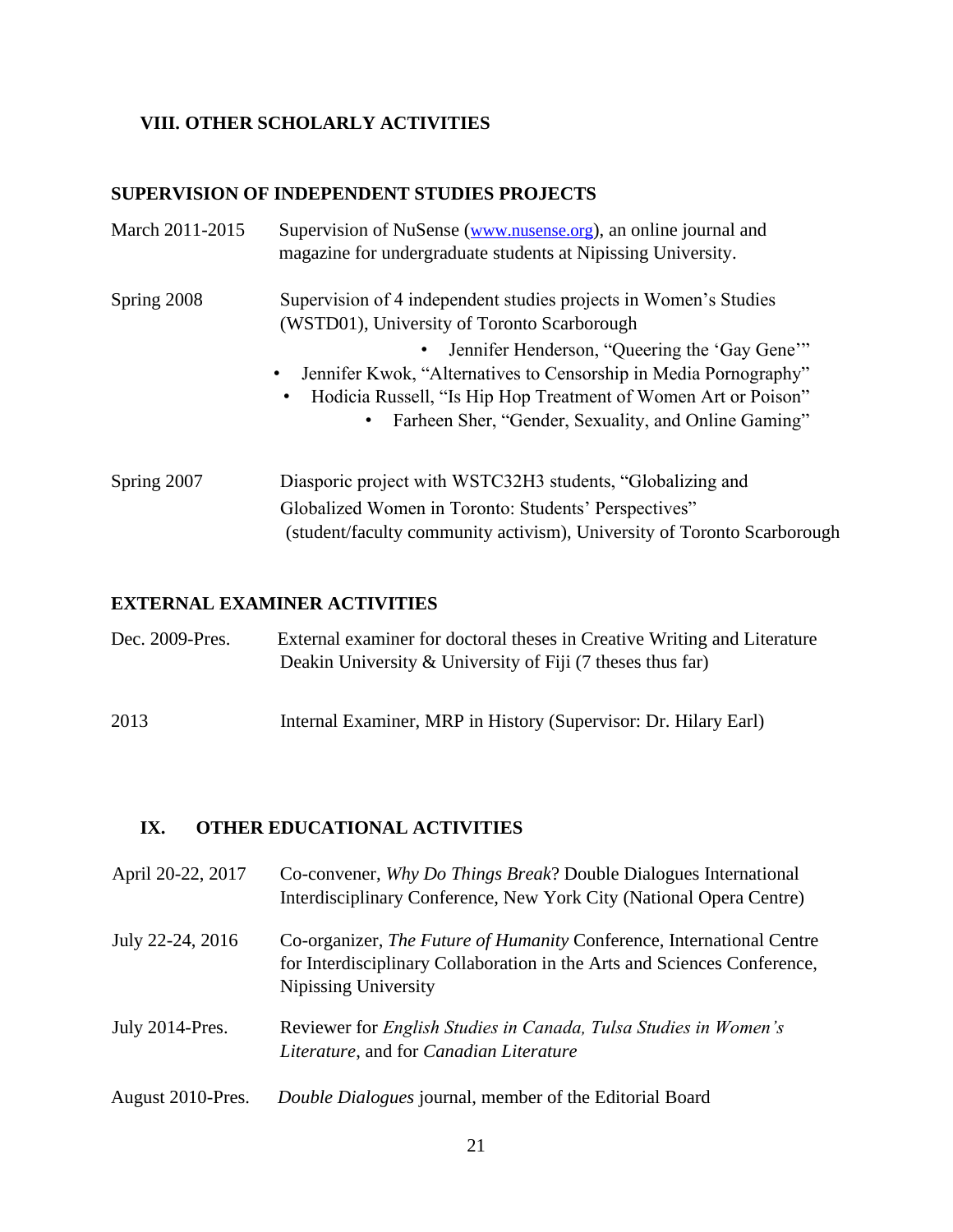## VIII. OTHER SCHOLARLY ACTIVITIES

### SUPERVISION OF INDEPENDENT STUDIES PROJECTS

March 2011-2015 — Supervision of NuSense (www.nusense.org), an online journal and magazine for undergraduate students at Nipissing University.

Spring 2008 — Supervision of 4 independent studies projects in Women's Studies (WSTD01), University of Toronto Scarborough

- Jennifer Henderson, "Queering the 'Gay Gene'"
- Jennifer Kwok, "Alternatives to Censorship in Media Pornography"
- Hodicia Russell, "Is Hip Hop Treatment of Women Art or Poison"
- Farheen Sher, "Gender, Sexuality, and Online Gaming"

Spring 2007 — Diasporic project with WSTC32H3 students, "Globalizing and Globalized Women in Toronto: Students' Perspectives" (student/faculty community activism), University of Toronto Scarborough

### EXTERNAL EXAMINER ACTIVITIES

Dec. 2009-Pres. — External examiner for doctoral theses in Creative Writing and Literature Deakin University & University of Fiji (7 theses thus far)

2013 — Internal Examiner, MRP in History (Supervisor: Dr. Hilary Earl)

## IX. OTHER EDUCATIONAL ACTIVITIES

April 20-22, 2017 — Co-convener, *Why Do Things Break*? Double Dialogues International Interdisciplinary Conference, New York City (National Opera Centre)

July 22-24, 2016 — Co-organizer, *The Future of Humanity* Conference, International Centre for Interdisciplinary Collaboration in the Arts and Sciences Conference, Nipissing University

July 2014-Pres. — Reviewer for *English Studies in Canada, Tulsa Studies in Women's Literature*, and for *Canadian Literature*

August 2010-Pres. — *Double Dialogues* journal, member of the Editorial Board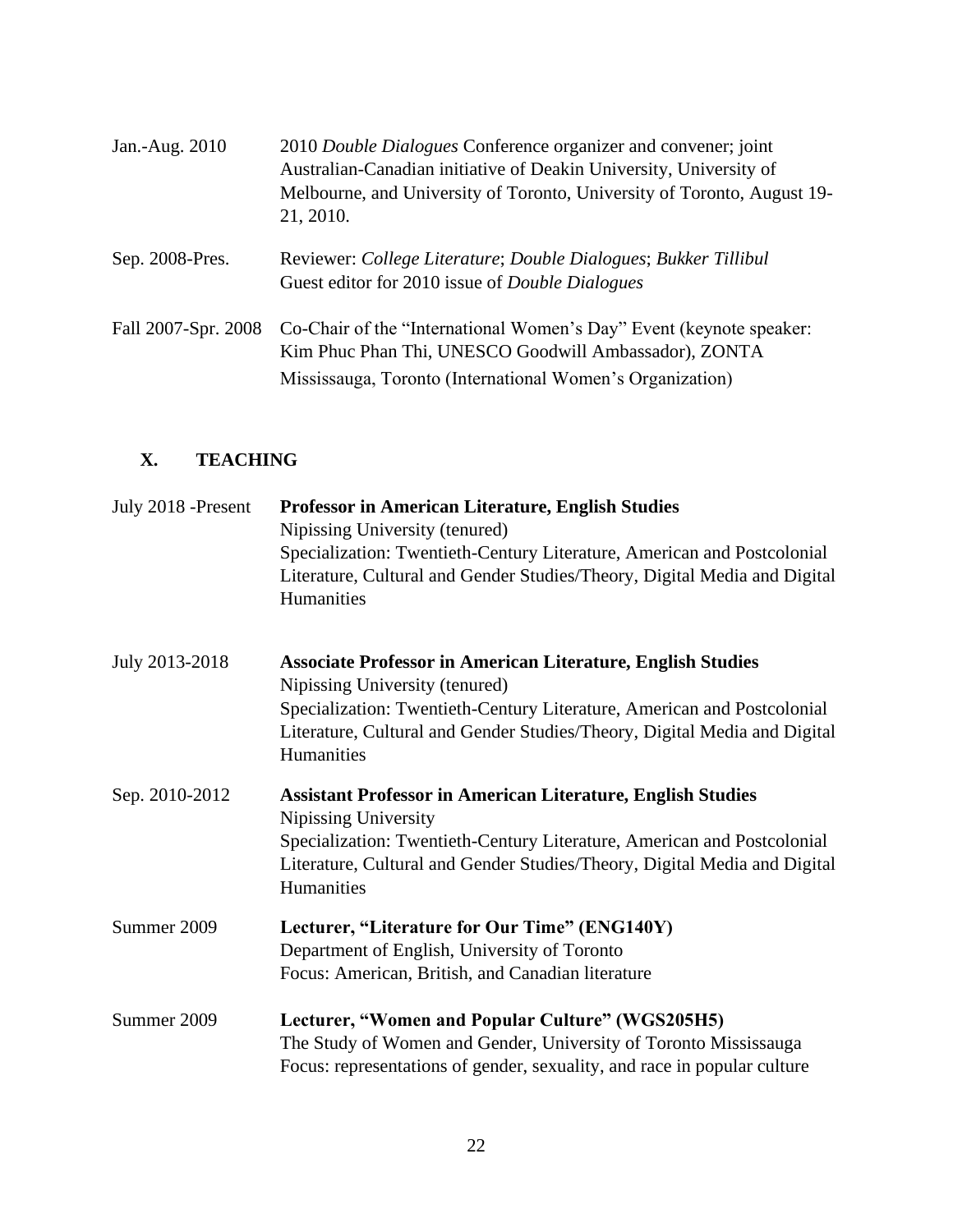Jan.-Aug. 2010 — 2010 *Double Dialogues* Conference organizer and convener; joint Australian-Canadian initiative of Deakin University, University of Melbourne, and University of Toronto, University of Toronto, August 19-21, 2010.

Sep. 2008-Pres. — Reviewer: *College Literature*; *Double Dialogues*; *Bukker Tillibul*
Guest editor for 2010 issue of *Double Dialogues*

Fall 2007-Spr. 2008 — Co-Chair of the "International Women's Day" Event (keynote speaker: Kim Phuc Phan Thi, UNESCO Goodwill Ambassador), ZONTA Mississauga, Toronto (International Women's Organization)

## X. TEACHING

July 2018 -Present — **Professor in American Literature, English Studies**
Nipissing University (tenured)
Specialization: Twentieth-Century Literature, American and Postcolonial Literature, Cultural and Gender Studies/Theory, Digital Media and Digital Humanities

July 2013-2018 — **Associate Professor in American Literature, English Studies**
Nipissing University (tenured)
Specialization: Twentieth-Century Literature, American and Postcolonial Literature, Cultural and Gender Studies/Theory, Digital Media and Digital Humanities

Sep. 2010-2012 — **Assistant Professor in American Literature, English Studies**
Nipissing University
Specialization: Twentieth-Century Literature, American and Postcolonial Literature, Cultural and Gender Studies/Theory, Digital Media and Digital Humanities

Summer 2009 — **Lecturer, "Literature for Our Time" (ENG140Y)**
Department of English, University of Toronto
Focus: American, British, and Canadian literature

Summer 2009 — **Lecturer, "Women and Popular Culture" (WGS205H5)**
The Study of Women and Gender, University of Toronto Mississauga
Focus: representations of gender, sexuality, and race in popular culture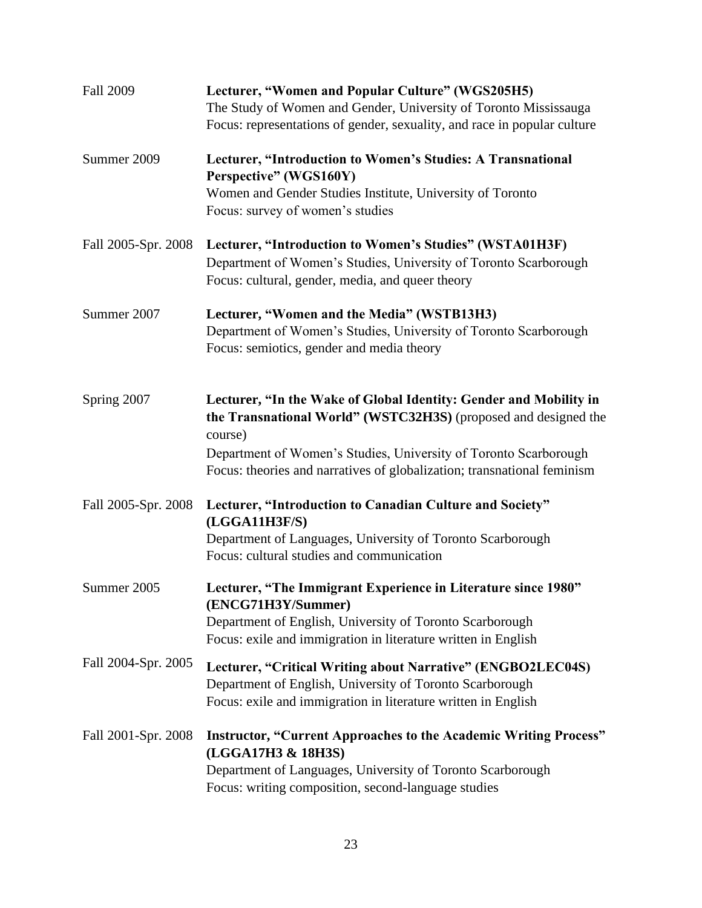Fall 2009 — **Lecturer, "Women and Popular Culture" (WGS205H5)**
The Study of Women and Gender, University of Toronto Mississauga
Focus: representations of gender, sexuality, and race in popular culture

Summer 2009 — **Lecturer, "Introduction to Women's Studies: A Transnational Perspective" (WGS160Y)**
Women and Gender Studies Institute, University of Toronto
Focus: survey of women's studies

Fall 2005-Spr. 2008 — **Lecturer, "Introduction to Women's Studies" (WSTA01H3F)**
Department of Women's Studies, University of Toronto Scarborough
Focus: cultural, gender, media, and queer theory

Summer 2007 — **Lecturer, "Women and the Media" (WSTB13H3)**
Department of Women's Studies, University of Toronto Scarborough
Focus: semiotics, gender and media theory

Spring 2007 — **Lecturer, "In the Wake of Global Identity: Gender and Mobility in the Transnational World" (WSTC32H3S)** (proposed and designed the course)
Department of Women's Studies, University of Toronto Scarborough
Focus: theories and narratives of globalization; transnational feminism

Fall 2005-Spr. 2008 — **Lecturer, "Introduction to Canadian Culture and Society" (LGGA11H3F/S)**
Department of Languages, University of Toronto Scarborough
Focus: cultural studies and communication

Summer 2005 — **Lecturer, "The Immigrant Experience in Literature since 1980" (ENCG71H3Y/Summer)**
Department of English, University of Toronto Scarborough
Focus: exile and immigration in literature written in English

Fall 2004-Spr. 2005 — **Lecturer, "Critical Writing about Narrative" (ENGBO2LEC04S)**
Department of English, University of Toronto Scarborough
Focus: exile and immigration in literature written in English

Fall 2001-Spr. 2008 — **Instructor, "Current Approaches to the Academic Writing Process" (LGGA17H3 & 18H3S)**
Department of Languages, University of Toronto Scarborough
Focus: writing composition, second-language studies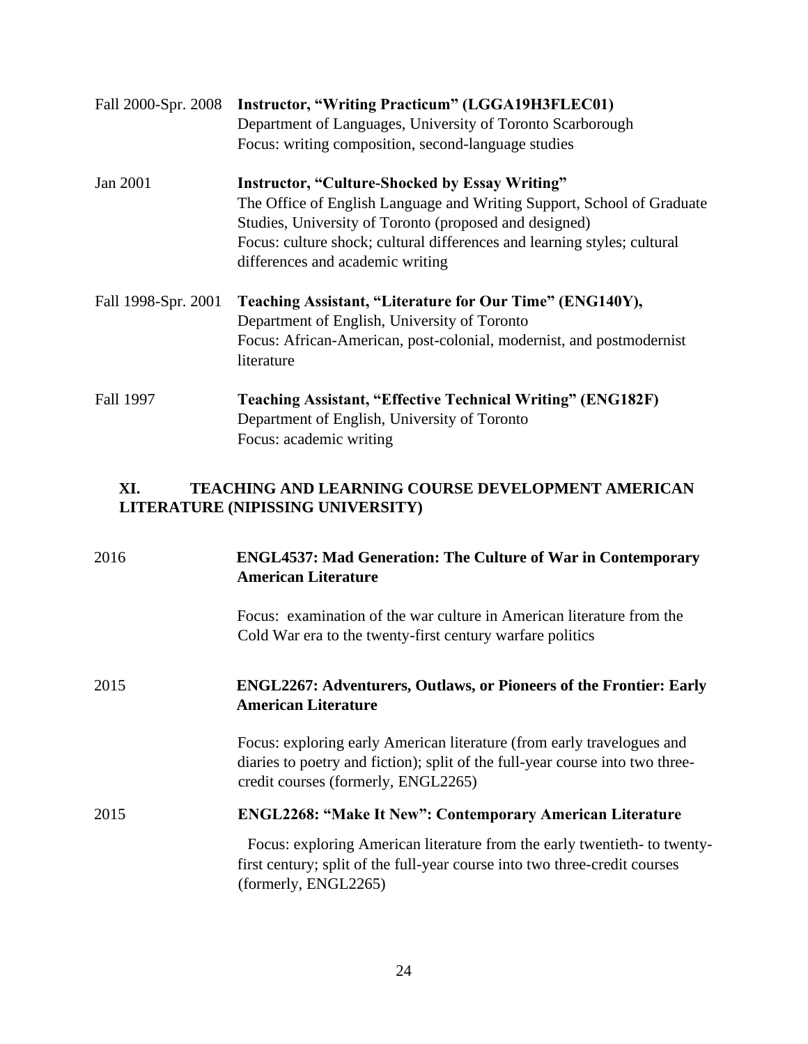Fall 2000-Spr. 2008 **Instructor, "Writing Practicum" (LGGA19H3FLEC01)**
Department of Languages, University of Toronto Scarborough
Focus: writing composition, second-language studies

Jan 2001 **Instructor, "Culture-Shocked by Essay Writing"**
The Office of English Language and Writing Support, School of Graduate Studies, University of Toronto (proposed and designed)
Focus: culture shock; cultural differences and learning styles; cultural differences and academic writing

Fall 1998-Spr. 2001 **Teaching Assistant, "Literature for Our Time" (ENG140Y),**
Department of English, University of Toronto
Focus: African-American, post-colonial, modernist, and postmodernist literature

Fall 1997 **Teaching Assistant, "Effective Technical Writing" (ENG182F)**
Department of English, University of Toronto
Focus: academic writing

## XI. TEACHING AND LEARNING COURSE DEVELOPMENT AMERICAN LITERATURE (NIPISSING UNIVERSITY)

2016 **ENGL4537: Mad Generation: The Culture of War in Contemporary American Literature**

Focus: examination of the war culture in American literature from the Cold War era to the twenty-first century warfare politics

2015 **ENGL2267: Adventurers, Outlaws, or Pioneers of the Frontier: Early American Literature**

Focus: exploring early American literature (from early travelogues and diaries to poetry and fiction); split of the full-year course into two three-credit courses (formerly, ENGL2265)

2015 **ENGL2268: "Make It New": Contemporary American Literature**

Focus: exploring American literature from the early twentieth- to twenty-first century; split of the full-year course into two three-credit courses (formerly, ENGL2265)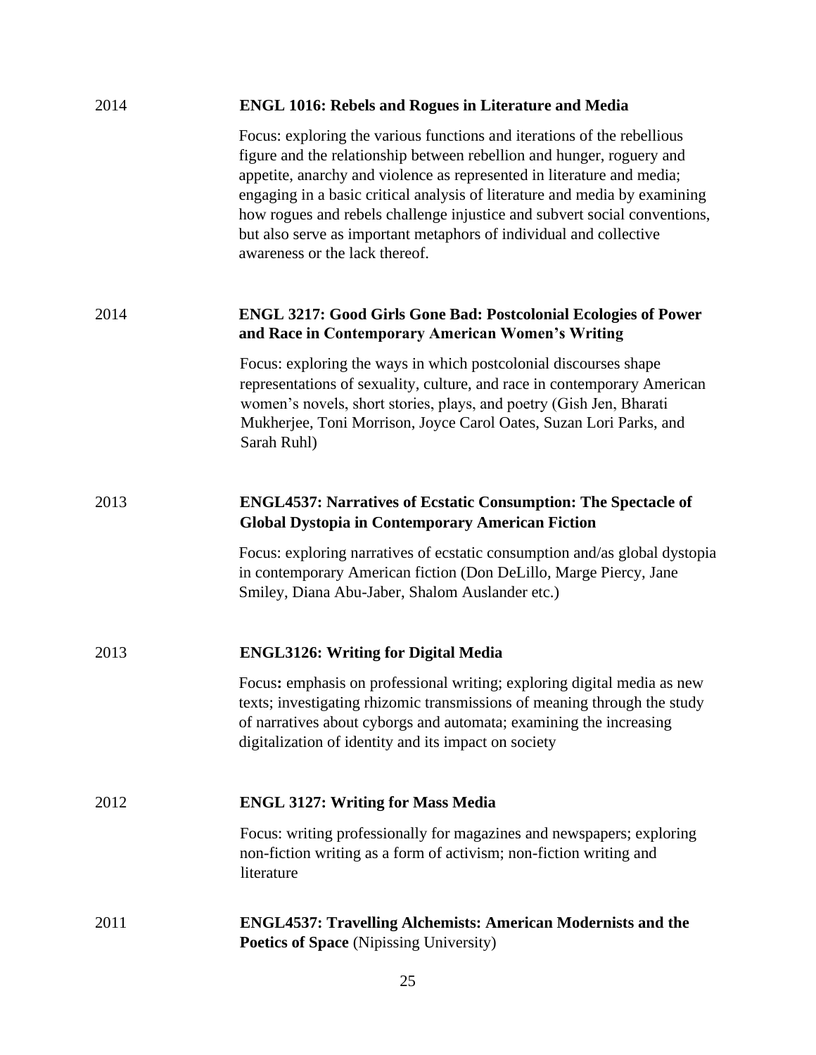2014 **ENGL 1016: Rebels and Rogues in Literature and Media**

Focus: exploring the various functions and iterations of the rebellious figure and the relationship between rebellion and hunger, roguery and appetite, anarchy and violence as represented in literature and media; engaging in a basic critical analysis of literature and media by examining how rogues and rebels challenge injustice and subvert social conventions, but also serve as important metaphors of individual and collective awareness or the lack thereof.

2014 **ENGL 3217: Good Girls Gone Bad: Postcolonial Ecologies of Power and Race in Contemporary American Women's Writing**

Focus: exploring the ways in which postcolonial discourses shape representations of sexuality, culture, and race in contemporary American women's novels, short stories, plays, and poetry (Gish Jen, Bharati Mukherjee, Toni Morrison, Joyce Carol Oates, Suzan Lori Parks, and Sarah Ruhl)

2013 **ENGL4537: Narratives of Ecstatic Consumption: The Spectacle of Global Dystopia in Contemporary American Fiction**

Focus: exploring narratives of ecstatic consumption and/as global dystopia in contemporary American fiction (Don DeLillo, Marge Piercy, Jane Smiley, Diana Abu-Jaber, Shalom Auslander etc.)

2013 **ENGL3126: Writing for Digital Media**

Focus**:** emphasis on professional writing; exploring digital media as new texts; investigating rhizomic transmissions of meaning through the study of narratives about cyborgs and automata; examining the increasing digitalization of identity and its impact on society

2012 **ENGL 3127: Writing for Mass Media**

Focus: writing professionally for magazines and newspapers; exploring non-fiction writing as a form of activism; non-fiction writing and literature

2011 **ENGL4537: Travelling Alchemists: American Modernists and the Poetics of Space** (Nipissing University)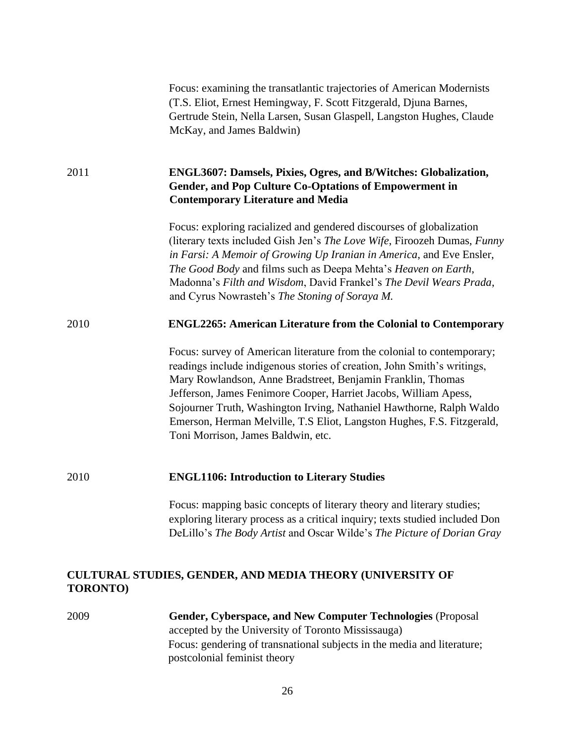Focus: examining the transatlantic trajectories of American Modernists (T.S. Eliot, Ernest Hemingway, F. Scott Fitzgerald, Djuna Barnes, Gertrude Stein, Nella Larsen, Susan Glaspell, Langston Hughes, Claude McKay, and James Baldwin)

2011 **ENGL3607: Damsels, Pixies, Ogres, and B/Witches: Globalization, Gender, and Pop Culture Co-Optations of Empowerment in Contemporary Literature and Media**

Focus: exploring racialized and gendered discourses of globalization (literary texts included Gish Jen's *The Love Wife*, Firoozeh Dumas, *Funny in Farsi: A Memoir of Growing Up Iranian in America*, and Eve Ensler, *The Good Body* and films such as Deepa Mehta's *Heaven on Earth*, Madonna's *Filth and Wisdom*, David Frankel's *The Devil Wears Prada*, and Cyrus Nowrasteh's *The Stoning of Soraya M.*

2010 **ENGL2265: American Literature from the Colonial to Contemporary**

Focus: survey of American literature from the colonial to contemporary; readings include indigenous stories of creation, John Smith's writings, Mary Rowlandson, Anne Bradstreet, Benjamin Franklin, Thomas Jefferson, James Fenimore Cooper, Harriet Jacobs, William Apess, Sojourner Truth, Washington Irving, Nathaniel Hawthorne, Ralph Waldo Emerson, Herman Melville, T.S Eliot, Langston Hughes, F.S. Fitzgerald, Toni Morrison, James Baldwin, etc.

2010 **ENGL1106: Introduction to Literary Studies**

Focus: mapping basic concepts of literary theory and literary studies; exploring literary process as a critical inquiry; texts studied included Don DeLillo's *The Body Artist* and Oscar Wilde's *The Picture of Dorian Gray*

## CULTURAL STUDIES, GENDER, AND MEDIA THEORY (UNIVERSITY OF TORONTO)

2009 **Gender, Cyberspace, and New Computer Technologies** (Proposal accepted by the University of Toronto Mississauga)
Focus: gendering of transnational subjects in the media and literature; postcolonial feminist theory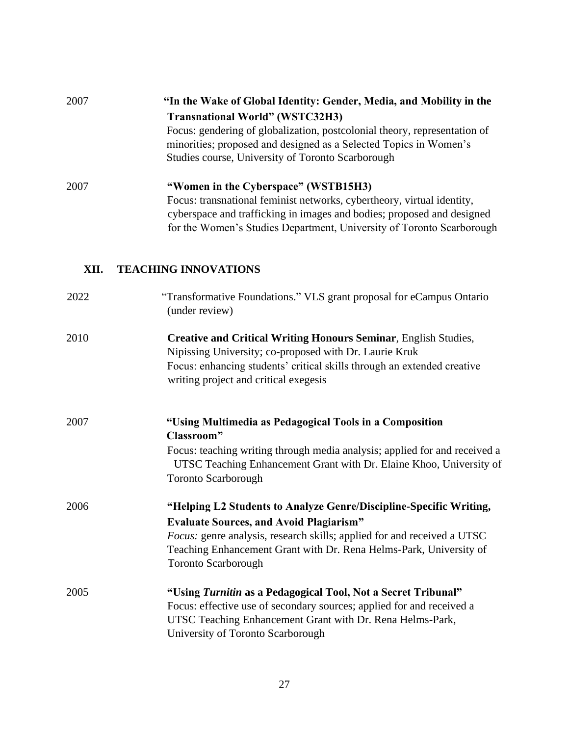2007 **"In the Wake of Global Identity: Gender, Media, and Mobility in the Transnational World" (WSTC32H3)**
Focus: gendering of globalization, postcolonial theory, representation of minorities; proposed and designed as a Selected Topics in Women's Studies course, University of Toronto Scarborough

2007 **"Women in the Cyberspace" (WSTB15H3)**
Focus: transnational feminist networks, cybertheory, virtual identity, cyberspace and trafficking in images and bodies; proposed and designed for the Women's Studies Department, University of Toronto Scarborough

## XII. TEACHING INNOVATIONS

2022 "Transformative Foundations." VLS grant proposal for eCampus Ontario (under review)

2010 **Creative and Critical Writing Honours Seminar**, English Studies, Nipissing University; co-proposed with Dr. Laurie Kruk
Focus: enhancing students' critical skills through an extended creative writing project and critical exegesis

2007 **"Using Multimedia as Pedagogical Tools in a Composition Classroom"**
Focus: teaching writing through media analysis; applied for and received a UTSC Teaching Enhancement Grant with Dr. Elaine Khoo, University of Toronto Scarborough

2006 **"Helping L2 Students to Analyze Genre/Discipline-Specific Writing, Evaluate Sources, and Avoid Plagiarism"**
*Focus:* genre analysis, research skills; applied for and received a UTSC Teaching Enhancement Grant with Dr. Rena Helms-Park, University of Toronto Scarborough

2005 **"Using *Turnitin* as a Pedagogical Tool, Not a Secret Tribunal"**
Focus: effective use of secondary sources; applied for and received a UTSC Teaching Enhancement Grant with Dr. Rena Helms-Park, University of Toronto Scarborough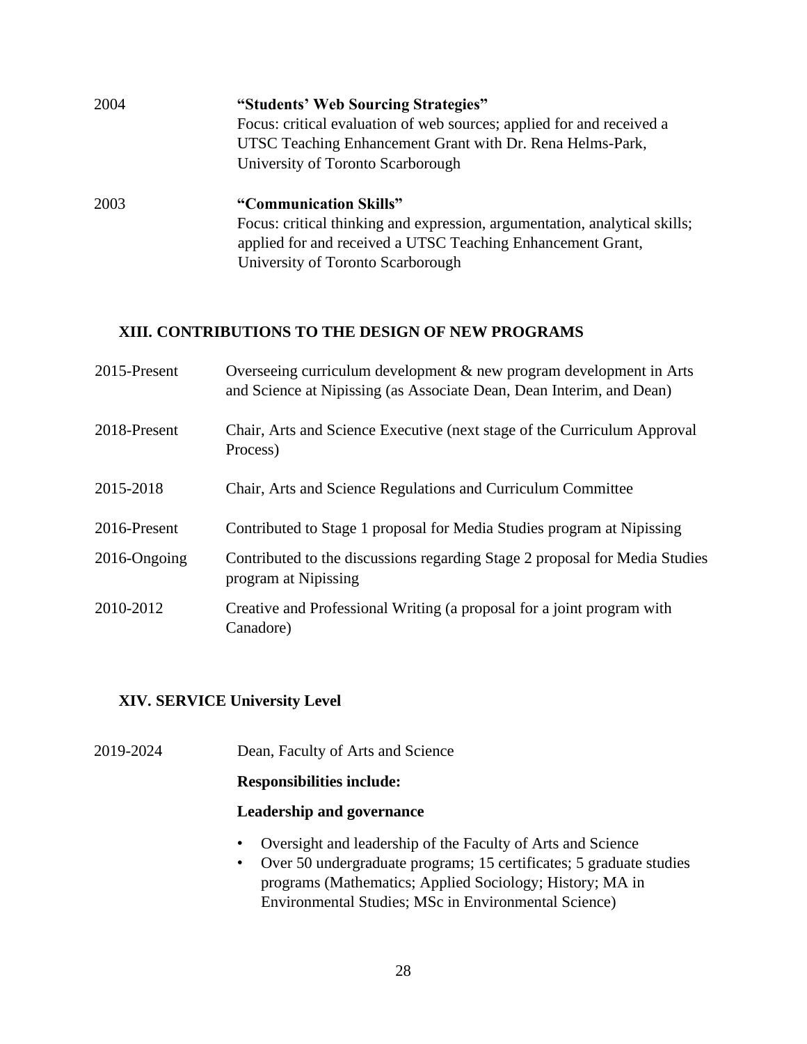2004 **"Students' Web Sourcing Strategies"**
Focus: critical evaluation of web sources; applied for and received a UTSC Teaching Enhancement Grant with Dr. Rena Helms-Park, University of Toronto Scarborough

2003 **"Communication Skills"**
Focus: critical thinking and expression, argumentation, analytical skills; applied for and received a UTSC Teaching Enhancement Grant, University of Toronto Scarborough

## XIII. CONTRIBUTIONS TO THE DESIGN OF NEW PROGRAMS

2015-Present Overseeing curriculum development & new program development in Arts and Science at Nipissing (as Associate Dean, Dean Interim, and Dean)

2018-Present Chair, Arts and Science Executive (next stage of the Curriculum Approval Process)

2015-2018 Chair, Arts and Science Regulations and Curriculum Committee

2016-Present Contributed to Stage 1 proposal for Media Studies program at Nipissing

2016-Ongoing Contributed to the discussions regarding Stage 2 proposal for Media Studies program at Nipissing

2010-2012 Creative and Professional Writing (a proposal for a joint program with Canadore)

## XIV. SERVICE University Level

2019-2024 Dean, Faculty of Arts and Science

**Responsibilities include:**

**Leadership and governance**

- Oversight and leadership of the Faculty of Arts and Science
- Over 50 undergraduate programs; 15 certificates; 5 graduate studies programs (Mathematics; Applied Sociology; History; MA in Environmental Studies; MSc in Environmental Science)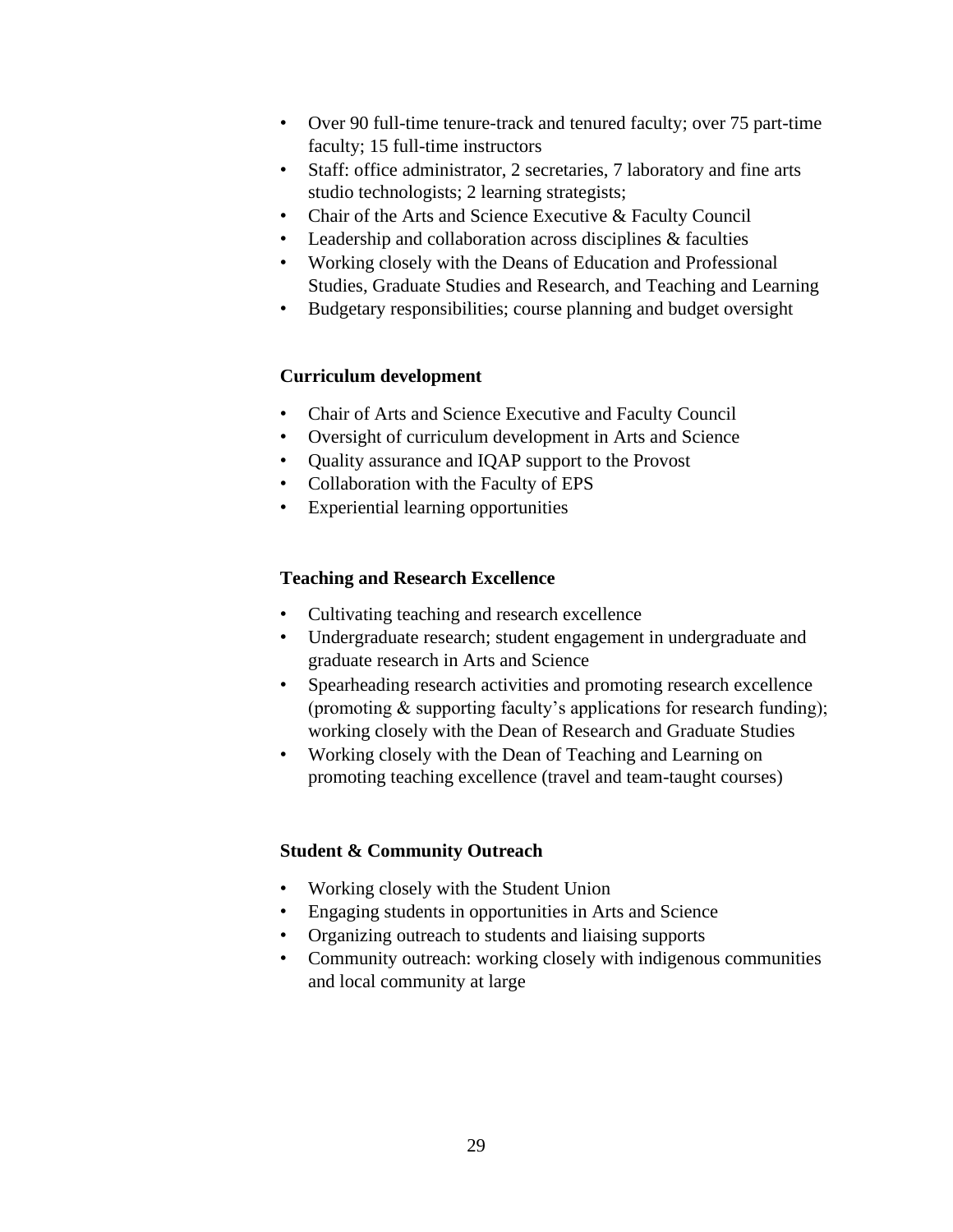- Over 90 full-time tenure-track and tenured faculty; over 75 part-time faculty; 15 full-time instructors
- Staff: office administrator, 2 secretaries, 7 laboratory and fine arts studio technologists; 2 learning strategists;
- Chair of the Arts and Science Executive & Faculty Council
- Leadership and collaboration across disciplines & faculties
- Working closely with the Deans of Education and Professional Studies, Graduate Studies and Research, and Teaching and Learning
- Budgetary responsibilities; course planning and budget oversight

**Curriculum development**

- Chair of Arts and Science Executive and Faculty Council
- Oversight of curriculum development in Arts and Science
- Quality assurance and IQAP support to the Provost
- Collaboration with the Faculty of EPS
- Experiential learning opportunities

**Teaching and Research Excellence**

- Cultivating teaching and research excellence
- Undergraduate research; student engagement in undergraduate and graduate research in Arts and Science
- Spearheading research activities and promoting research excellence (promoting & supporting faculty's applications for research funding); working closely with the Dean of Research and Graduate Studies
- Working closely with the Dean of Teaching and Learning on promoting teaching excellence (travel and team-taught courses)

**Student & Community Outreach**

- Working closely with the Student Union
- Engaging students in opportunities in Arts and Science
- Organizing outreach to students and liaising supports
- Community outreach: working closely with indigenous communities and local community at large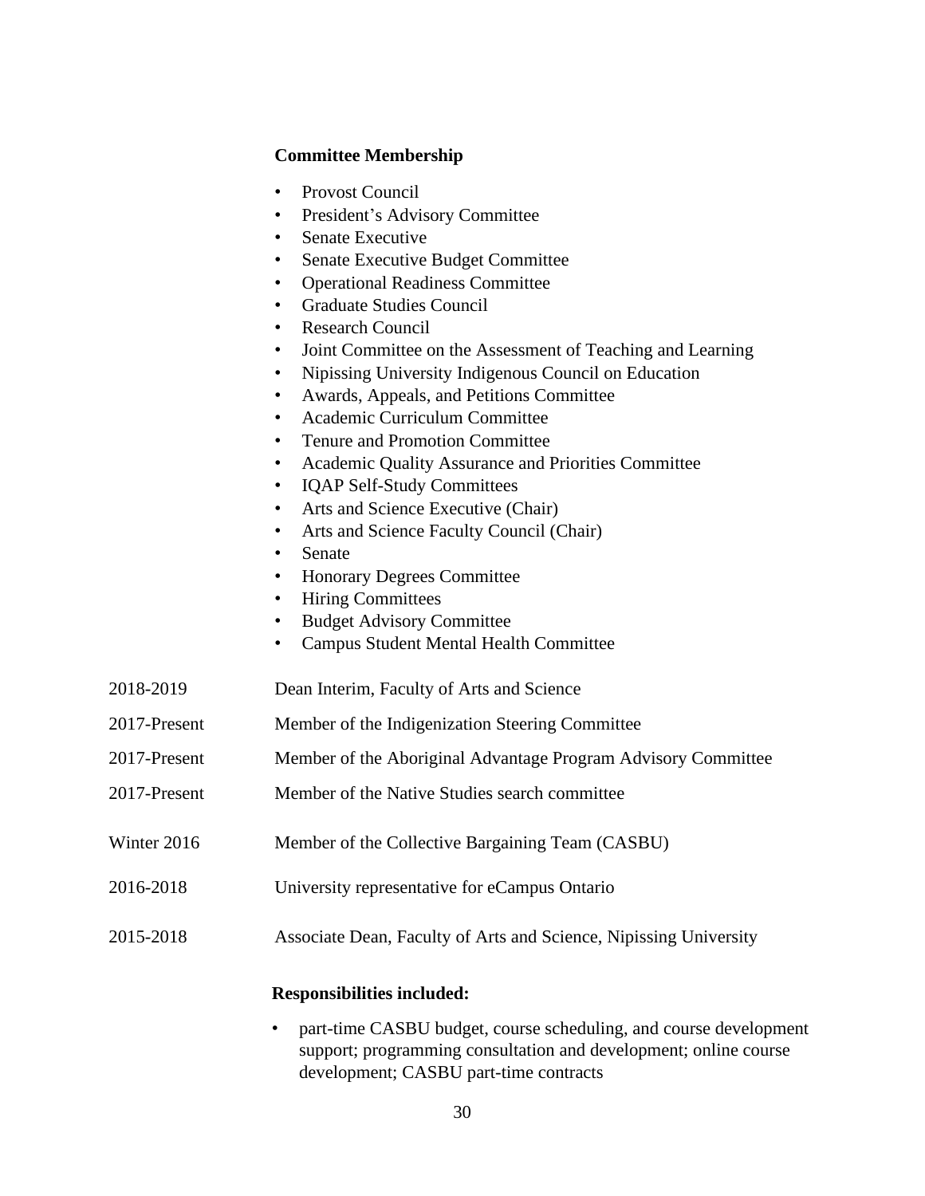**Committee Membership**

- Provost Council
- President's Advisory Committee
- Senate Executive
- Senate Executive Budget Committee
- Operational Readiness Committee
- Graduate Studies Council
- Research Council
- Joint Committee on the Assessment of Teaching and Learning
- Nipissing University Indigenous Council on Education
- Awards, Appeals, and Petitions Committee
- Academic Curriculum Committee
- Tenure and Promotion Committee
- Academic Quality Assurance and Priorities Committee
- IQAP Self-Study Committees
- Arts and Science Executive (Chair)
- Arts and Science Faculty Council (Chair)
- Senate
- Honorary Degrees Committee
- Hiring Committees
- Budget Advisory Committee
- Campus Student Mental Health Committee

2018-2019 Dean Interim, Faculty of Arts and Science

2017-Present Member of the Indigenization Steering Committee

2017-Present Member of the Aboriginal Advantage Program Advisory Committee

2017-Present Member of the Native Studies search committee

Winter 2016 Member of the Collective Bargaining Team (CASBU)

2016-2018 University representative for eCampus Ontario

2015-2018 Associate Dean, Faculty of Arts and Science, Nipissing University

**Responsibilities included:**

- part-time CASBU budget, course scheduling, and course development support; programming consultation and development; online course development; CASBU part-time contracts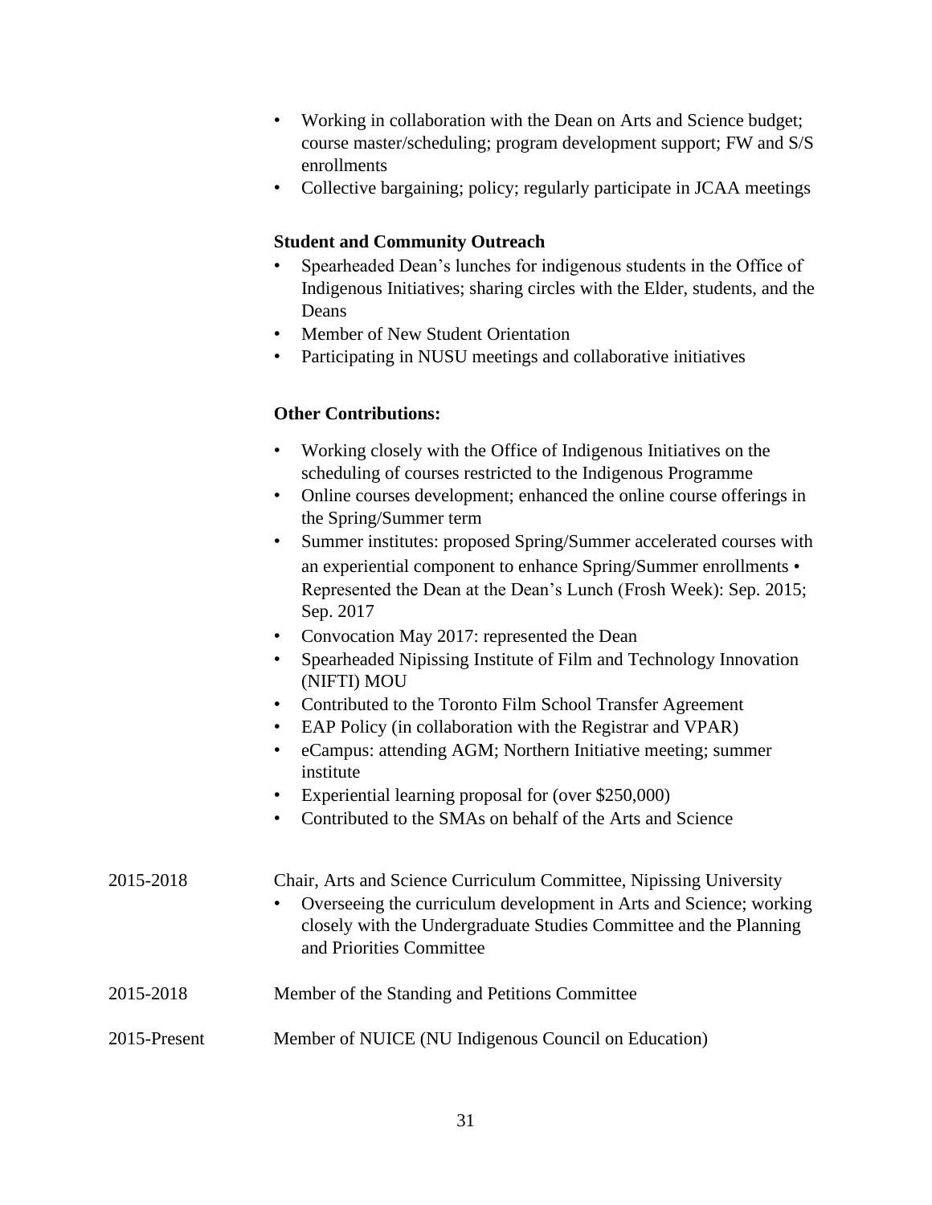- Working in collaboration with the Dean on Arts and Science budget; course master/scheduling; program development support; FW and S/S enrollments
- Collective bargaining; policy; regularly participate in JCAA meetings

**Student and Community Outreach**

- Spearheaded Dean's lunches for indigenous students in the Office of Indigenous Initiatives; sharing circles with the Elder, students, and the Deans
- Member of New Student Orientation
- Participating in NUSU meetings and collaborative initiatives

**Other Contributions:**

- Working closely with the Office of Indigenous Initiatives on the scheduling of courses restricted to the Indigenous Programme
- Online courses development; enhanced the online course offerings in the Spring/Summer term
- Summer institutes: proposed Spring/Summer accelerated courses with an experiential component to enhance Spring/Summer enrollments • Represented the Dean at the Dean's Lunch (Frosh Week): Sep. 2015; Sep. 2017
- Convocation May 2017: represented the Dean
- Spearheaded Nipissing Institute of Film and Technology Innovation (NIFTI) MOU
- Contributed to the Toronto Film School Transfer Agreement
- EAP Policy (in collaboration with the Registrar and VPAR)
- eCampus: attending AGM; Northern Initiative meeting; summer institute
- Experiential learning proposal for (over $250,000)
- Contributed to the SMAs on behalf of the Arts and Science

2015-2018 Chair, Arts and Science Curriculum Committee, Nipissing University

- Overseeing the curriculum development in Arts and Science; working closely with the Undergraduate Studies Committee and the Planning and Priorities Committee

2015-2018 Member of the Standing and Petitions Committee

2015-Present Member of NUICE (NU Indigenous Council on Education)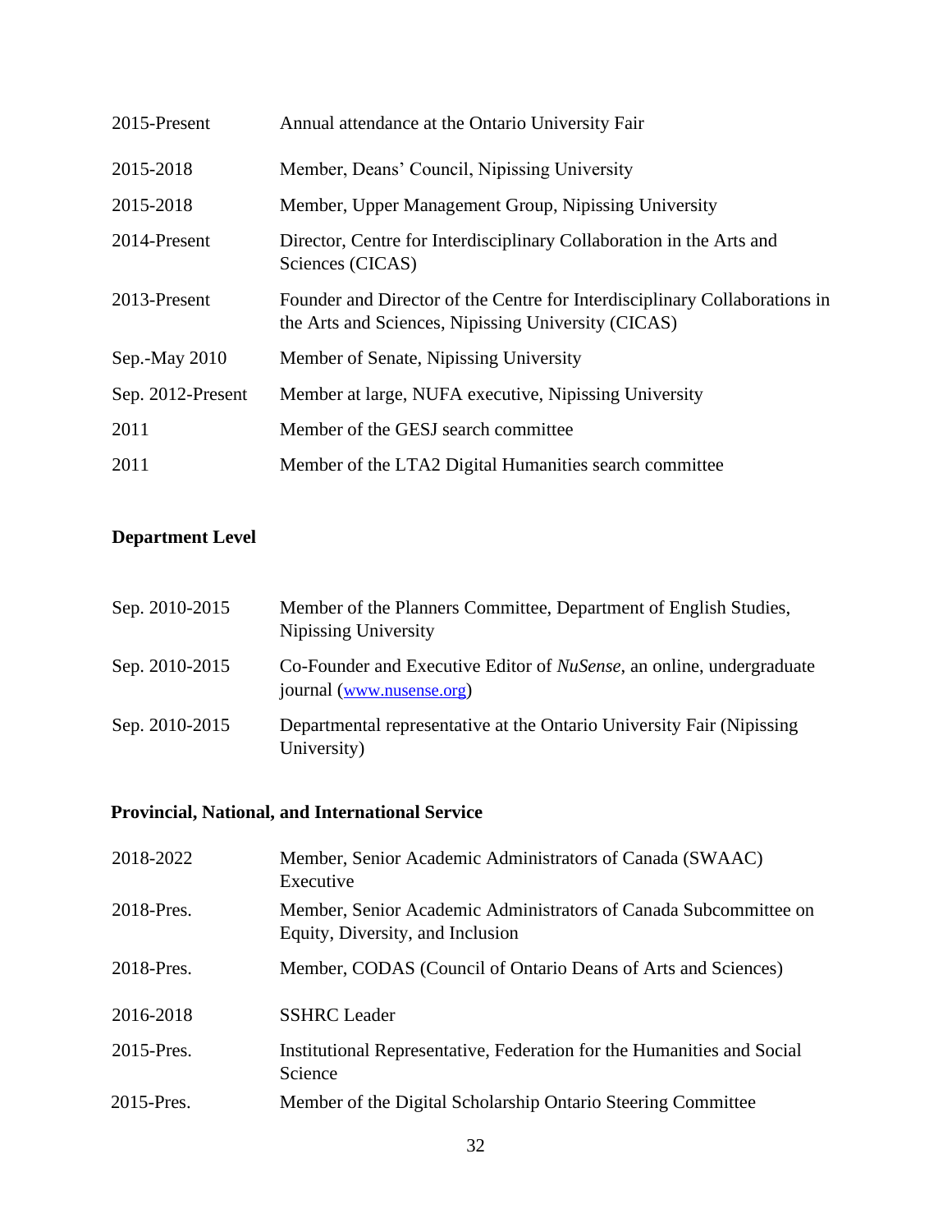| | |
|---|---|
| 2015-Present | Annual attendance at the Ontario University Fair |
| 2015-2018 | Member, Deans' Council, Nipissing University |
| 2015-2018 | Member, Upper Management Group, Nipissing University |
| 2014-Present | Director, Centre for Interdisciplinary Collaboration in the Arts and Sciences (CICAS) |
| 2013-Present | Founder and Director of the Centre for Interdisciplinary Collaborations in the Arts and Sciences, Nipissing University (CICAS) |
| Sep.-May 2010 | Member of Senate, Nipissing University |
| Sep. 2012-Present | Member at large, NUFA executive, Nipissing University |
| 2011 | Member of the GESJ search committee |
| 2011 | Member of the LTA2 Digital Humanities search committee |

**Department Level**

| | |
|---|---|
| Sep. 2010-2015 | Member of the Planners Committee, Department of English Studies, Nipissing University |
| Sep. 2010-2015 | Co-Founder and Executive Editor of *NuSense*, an online, undergraduate journal (www.nusense.org) |
| Sep. 2010-2015 | Departmental representative at the Ontario University Fair (Nipissing University) |

**Provincial, National, and International Service**

| | |
|---|---|
| 2018-2022 | Member, Senior Academic Administrators of Canada (SWAAC) Executive |
| 2018-Pres. | Member, Senior Academic Administrators of Canada Subcommittee on Equity, Diversity, and Inclusion |
| 2018-Pres. | Member, CODAS (Council of Ontario Deans of Arts and Sciences) |
| 2016-2018 | SSHRC Leader |
| 2015-Pres. | Institutional Representative, Federation for the Humanities and Social Science |
| 2015-Pres. | Member of the Digital Scholarship Ontario Steering Committee |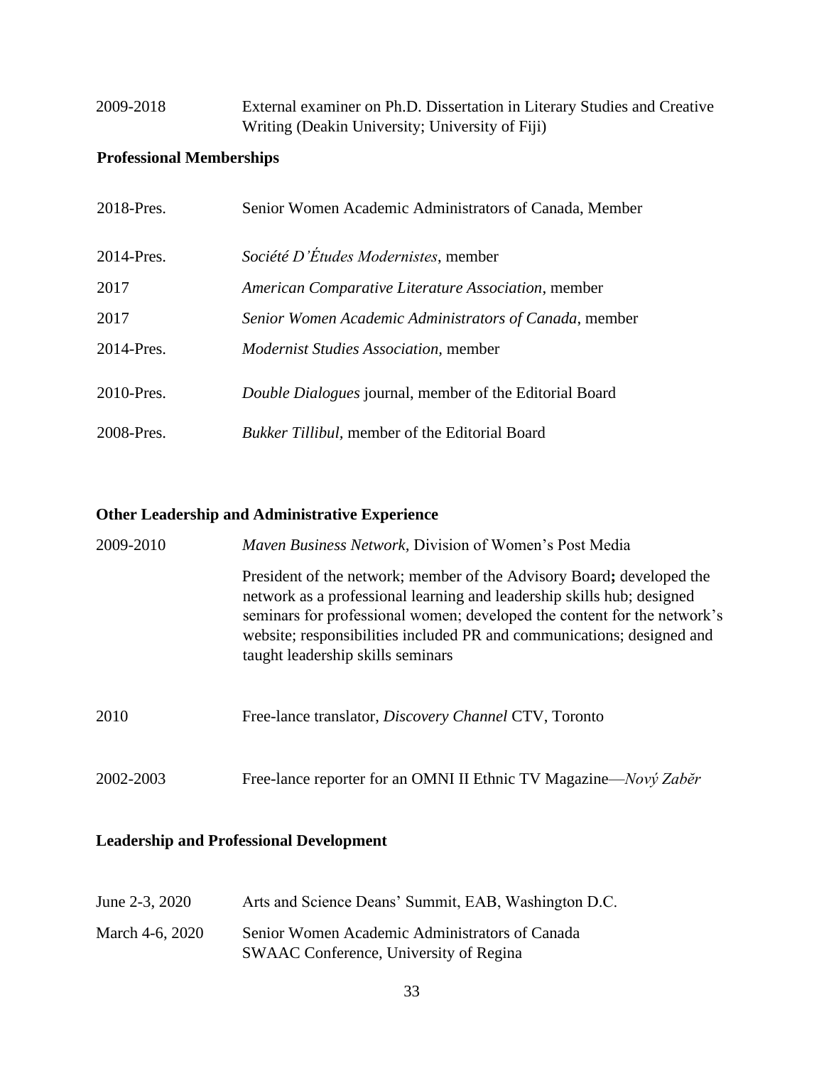| | |
|---|---|
| 2009-2018 | External examiner on Ph.D. Dissertation in Literary Studies and Creative Writing (Deakin University; University of Fiji) |

**Professional Memberships**

| | |
|---|---|
| 2018-Pres. | Senior Women Academic Administrators of Canada, Member |
| 2014-Pres. | *Société D'Études Modernistes*, member |
| 2017 | *American Comparative Literature Association*, member |
| 2017 | *Senior Women Academic Administrators of Canada*, member |
| 2014-Pres. | *Modernist Studies Association,* member |
| 2010-Pres. | *Double Dialogues* journal, member of the Editorial Board |
| 2008-Pres. | *Bukker Tillibul,* member of the Editorial Board |

**Other Leadership and Administrative Experience**

| | |
|---|---|
| 2009-2010 | *Maven Business Network,* Division of Women's Post Media<br><br>President of the network; member of the Advisory Board**;** developed the network as a professional learning and leadership skills hub; designed seminars for professional women; developed the content for the network's website; responsibilities included PR and communications; designed and taught leadership skills seminars |
| 2010 | Free-lance translator, *Discovery Channel* CTV, Toronto |
| 2002-2003 | Free-lance reporter for an OMNI II Ethnic TV Magazine—*Nový Zaběr* |

**Leadership and Professional Development**

| | |
|---|---|
| June 2-3, 2020 | Arts and Science Deans' Summit, EAB, Washington D.C. |
| March 4-6, 2020 | Senior Women Academic Administrators of Canada<br>SWAAC Conference, University of Regina |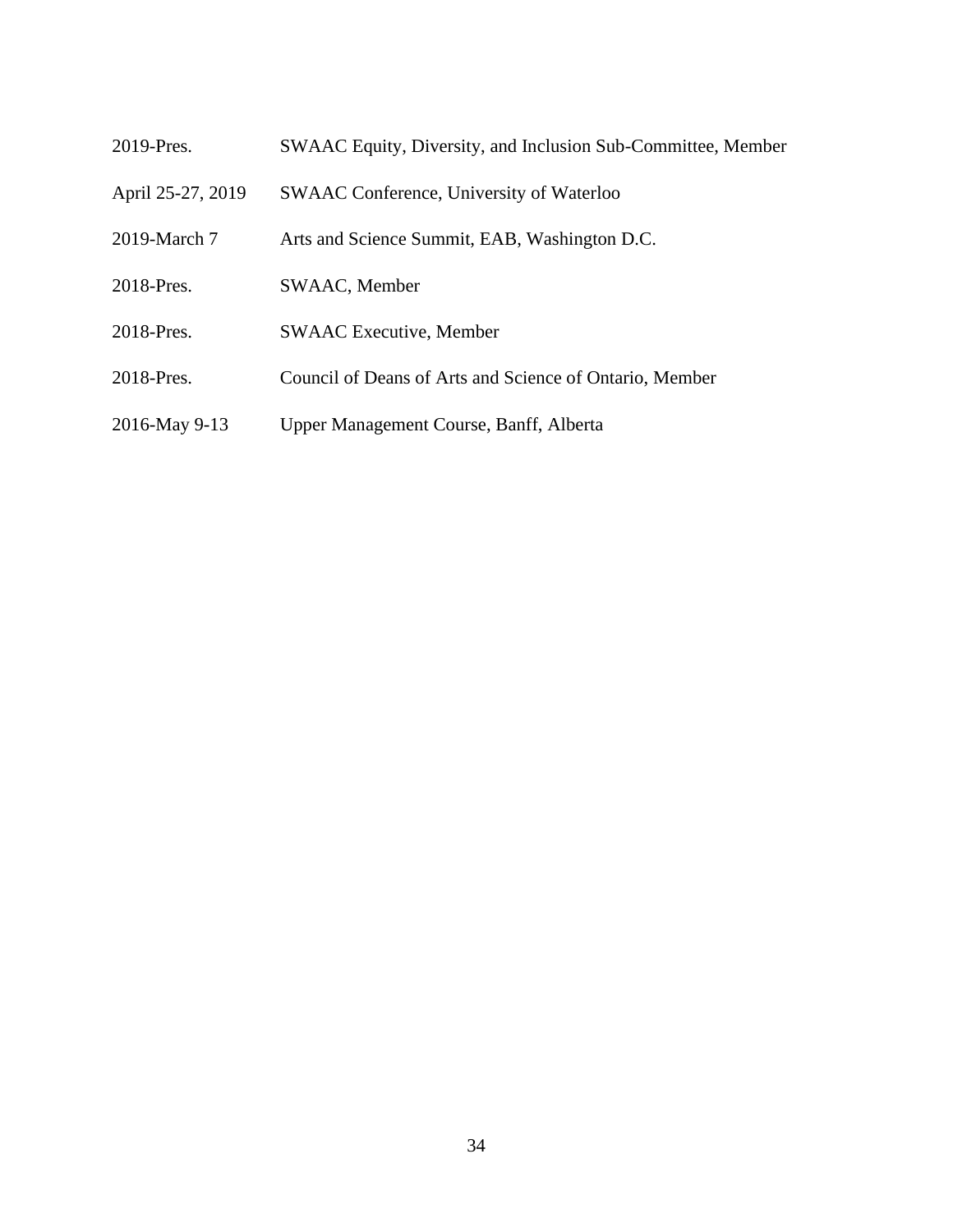| | |
|---|---|
| 2019-Pres. | SWAAC Equity, Diversity, and Inclusion Sub-Committee, Member |
| April 25-27, 2019 | SWAAC Conference, University of Waterloo |
| 2019-March 7 | Arts and Science Summit, EAB, Washington D.C. |
| 2018-Pres. | SWAAC, Member |
| 2018-Pres. | SWAAC Executive, Member |
| 2018-Pres. | Council of Deans of Arts and Science of Ontario, Member |
| 2016-May 9-13 | Upper Management Course, Banff, Alberta |